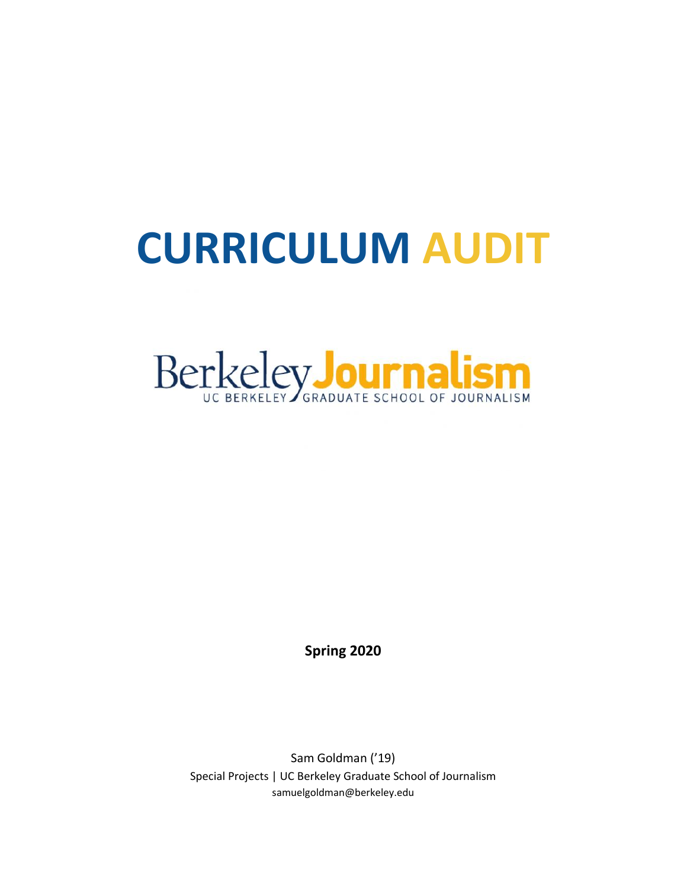# CURRICULUM AUDIT

Berkeley Journalism
UC BERKELEY GRADUATE SCHOOL OF JOURNALISM

**Spring 2020**

Sam Goldman ('19)
Special Projects | UC Berkeley Graduate School of Journalism
samuelgoldman@berkeley.edu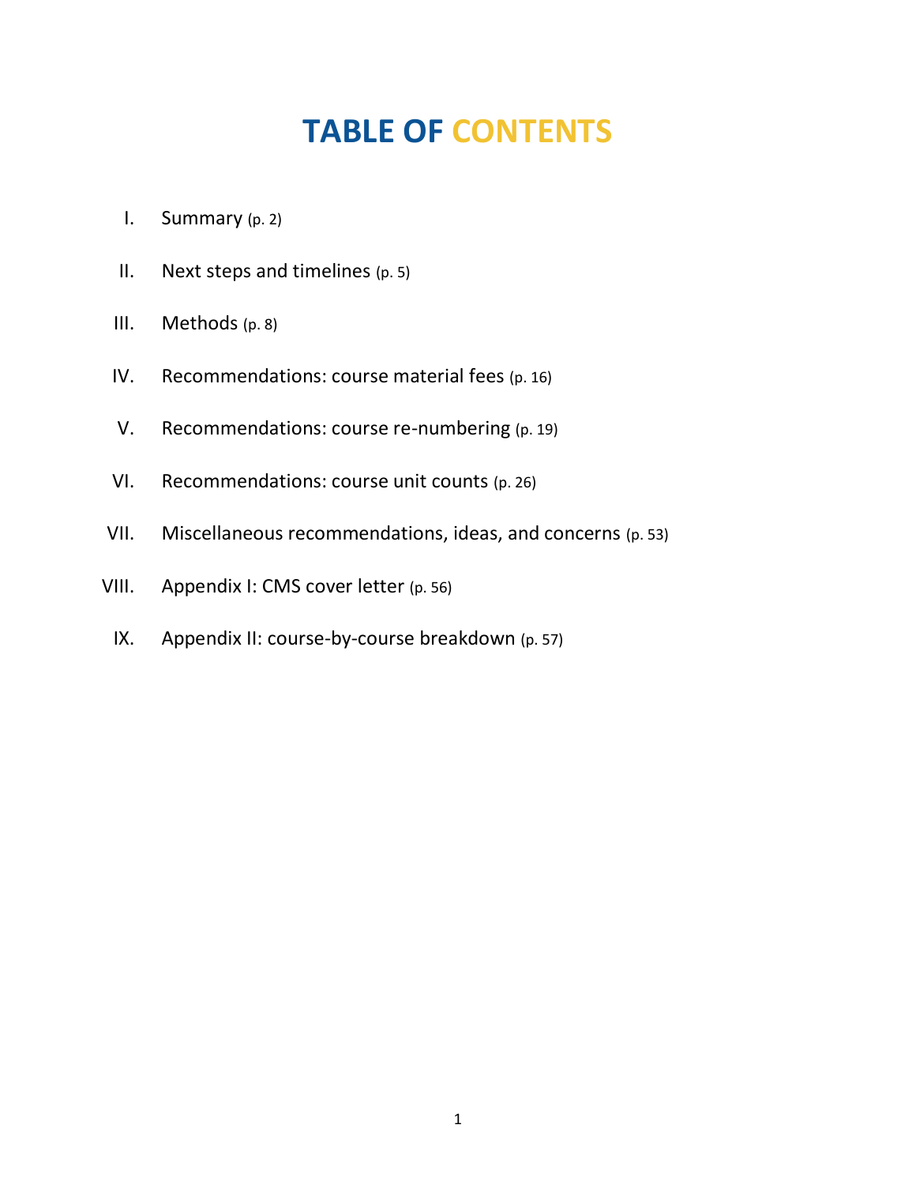# TABLE OF CONTENTS

I. Summary (p. 2)

II. Next steps and timelines (p. 5)

III. Methods (p. 8)

IV. Recommendations: course material fees (p. 16)

V. Recommendations: course re-numbering (p. 19)

VI. Recommendations: course unit counts (p. 26)

VII. Miscellaneous recommendations, ideas, and concerns (p. 53)

VIII. Appendix I: CMS cover letter (p. 56)

IX. Appendix II: course-by-course breakdown (p. 57)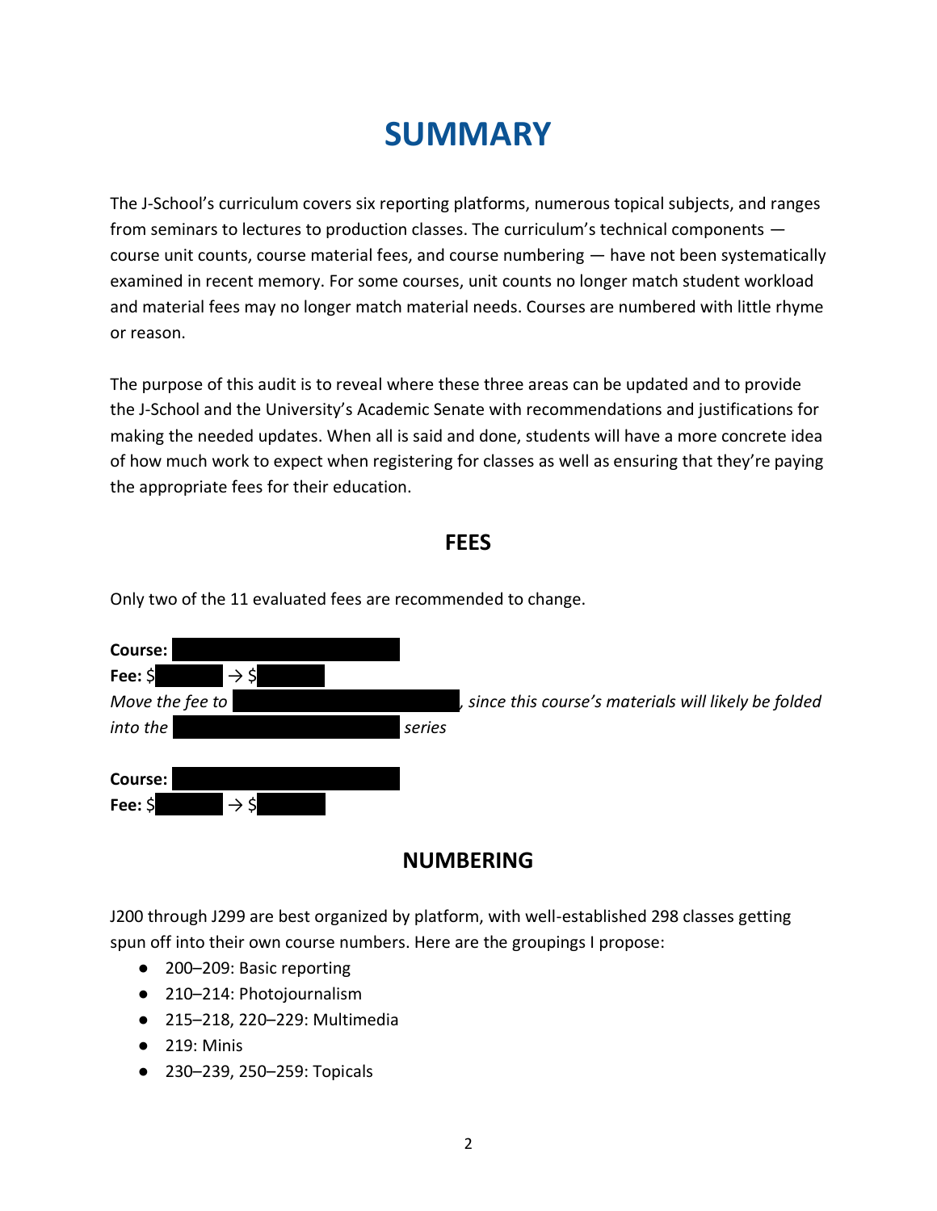# SUMMARY

The J-School's curriculum covers six reporting platforms, numerous topical subjects, and ranges from seminars to lectures to production classes. The curriculum's technical components — course unit counts, course material fees, and course numbering — have not been systematically examined in recent memory. For some courses, unit counts no longer match student workload and material fees may no longer match material needs. Courses are numbered with little rhyme or reason.

The purpose of this audit is to reveal where these three areas can be updated and to provide the J-School and the University's Academic Senate with recommendations and justifications for making the needed updates. When all is said and done, students will have a more concrete idea of how much work to expect when registering for classes as well as ensuring that they're paying the appropriate fees for their education.

## FEES

Only two of the 11 evaluated fees are recommended to change.

**Course:** [REDACTED]
**Fee:** $[REDACTED] → $[REDACTED]
*Move the fee to [REDACTED], since this course's materials will likely be folded into the [REDACTED] series*

**Course:** [REDACTED]
**Fee:** $[REDACTED] → $[REDACTED]

## NUMBERING

J200 through J299 are best organized by platform, with well-established 298 classes getting spun off into their own course numbers. Here are the groupings I propose:

- 200–209: Basic reporting
- 210–214: Photojournalism
- 215–218, 220–229: Multimedia
- 219: Minis
- 230–239, 250–259: Topicals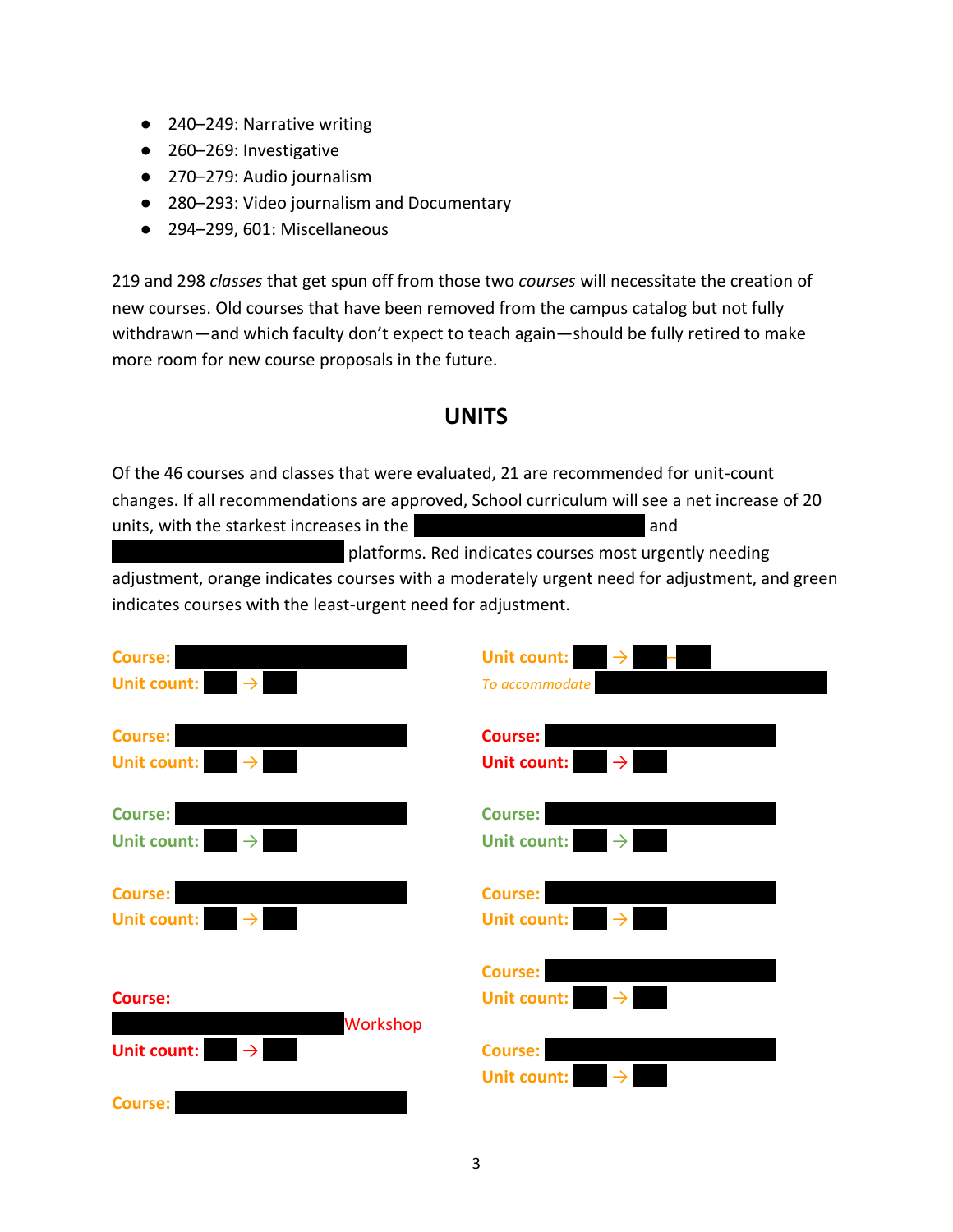- 240–249: Narrative writing
- 260–269: Investigative
- 270–279: Audio journalism
- 280–293: Video journalism and Documentary
- 294–299, 601: Miscellaneous

219 and 298 *classes* that get spun off from those two *courses* will necessitate the creation of new courses. Old courses that have been removed from the campus catalog but not fully withdrawn—and which faculty don't expect to teach again—should be fully retired to make more room for new course proposals in the future.

## UNITS

Of the 46 courses and classes that were evaluated, 21 are recommended for unit-count changes. If all recommendations are approved, School curriculum will see a net increase of 20 units, with the starkest increases in the ██████████ and ██████████ platforms. Red indicates courses most urgently needing adjustment, orange indicates courses with a moderately urgent need for adjustment, and green indicates courses with the least-urgent need for adjustment.

**Course:** ██████████
**Unit count:** ██ → ██

**Course:** ██████████
**Unit count:** ██ → ██

**Course:** ██████████
**Unit count:** ██ → ██

**Course:** ██████████
**Unit count:** ██ → ██

**Course:** ██████████ Workshop
**Unit count:** ██ → ██

**Course:** ██████████
**Unit count:** ██ → ██–██
*To accommodate* ██████████

**Course:** ██████████
**Unit count:** ██ → ██

**Course:** ██████████
**Unit count:** ██ → ██

**Course:** ██████████
**Unit count:** ██ → ██

**Course:** ██████████
**Unit count:** ██ → ██

**Course:** ██████████
**Unit count:** ██ → ██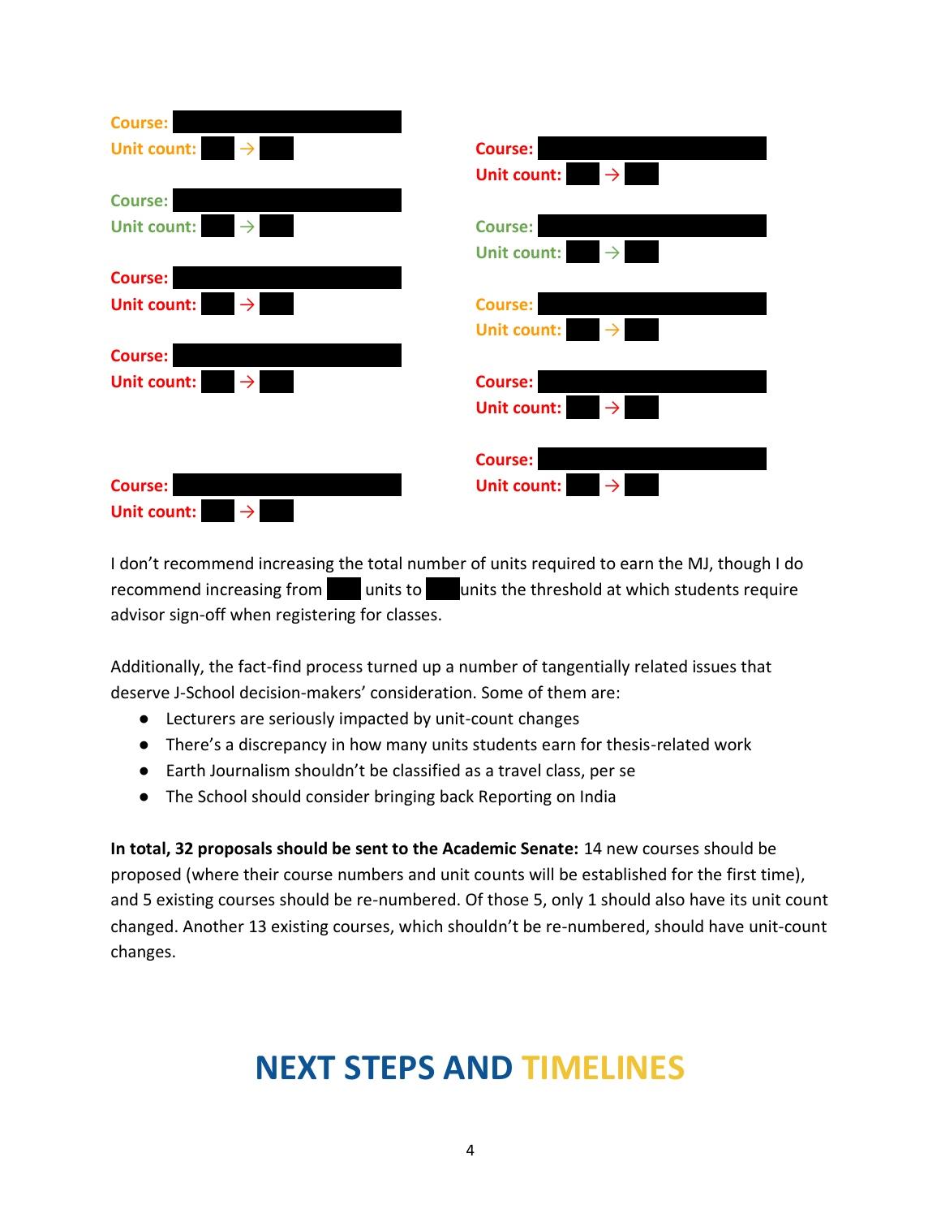**Course:** 
**Unit count:**  → 

**Course:** 
**Unit count:**  → 

**Course:** 
**Unit count:**  → 

**Course:** 
**Unit count:**  → 

**Course:** 
**Unit count:**  → 

**Course:** 
**Unit count:**  → 

**Course:** 
**Unit count:**  → 

**Course:** 
**Unit count:**  → 

**Course:** 
**Unit count:**  → 

**Course:** 
**Unit count:**  → 

I don't recommend increasing the total number of units required to earn the MJ, though I do recommend increasing from  units to  units the threshold at which students require advisor sign-off when registering for classes.

Additionally, the fact-find process turned up a number of tangentially related issues that deserve J-School decision-makers' consideration. Some of them are:

- Lecturers are seriously impacted by unit-count changes
- There's a discrepancy in how many units students earn for thesis-related work
- Earth Journalism shouldn't be classified as a travel class, per se
- The School should consider bringing back Reporting on India

**In total, 32 proposals should be sent to the Academic Senate:** 14 new courses should be proposed (where their course numbers and unit counts will be established for the first time), and 5 existing courses should be re-numbered. Of those 5, only 1 should also have its unit count changed. Another 13 existing courses, which shouldn't be re-numbered, should have unit-count changes.

# NEXT STEPS AND TIMELINES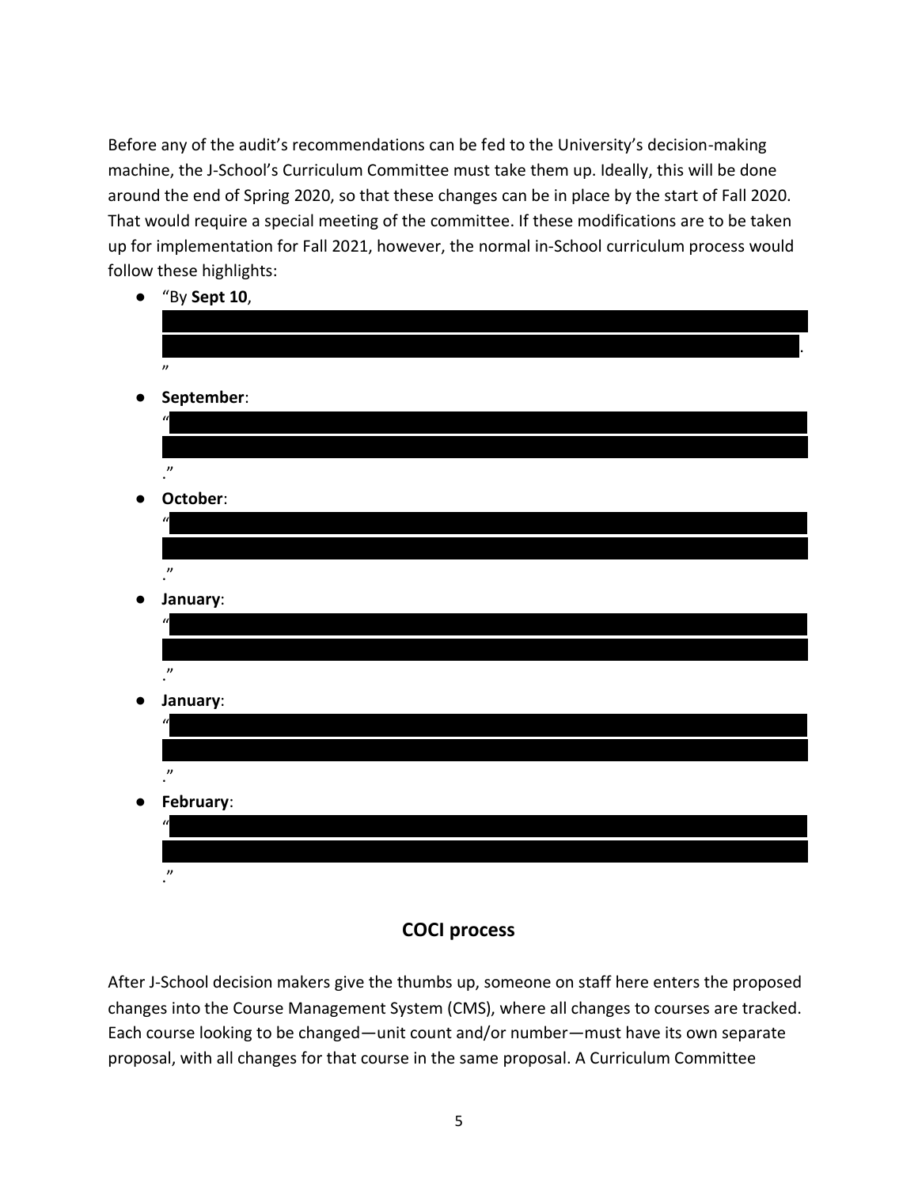Before any of the audit's recommendations can be fed to the University's decision-making machine, the J-School's Curriculum Committee must take them up. Ideally, this will be done around the end of Spring 2020, so that these changes can be in place by the start of Fall 2020. That would require a special meeting of the committee. If these modifications are to be taken up for implementation for Fall 2021, however, the normal in-School curriculum process would follow these highlights:

- "By **Sept 10**, [REDACTED]."
- **September**: "[REDACTED]."
- **October**: "[REDACTED]."
- **January**: "[REDACTED]."
- **January**: "[REDACTED]."
- **February**: "[REDACTED]."

## COCI process

After J-School decision makers give the thumbs up, someone on staff here enters the proposed changes into the Course Management System (CMS), where all changes to courses are tracked. Each course looking to be changed—unit count and/or number—must have its own separate proposal, with all changes for that course in the same proposal. A Curriculum Committee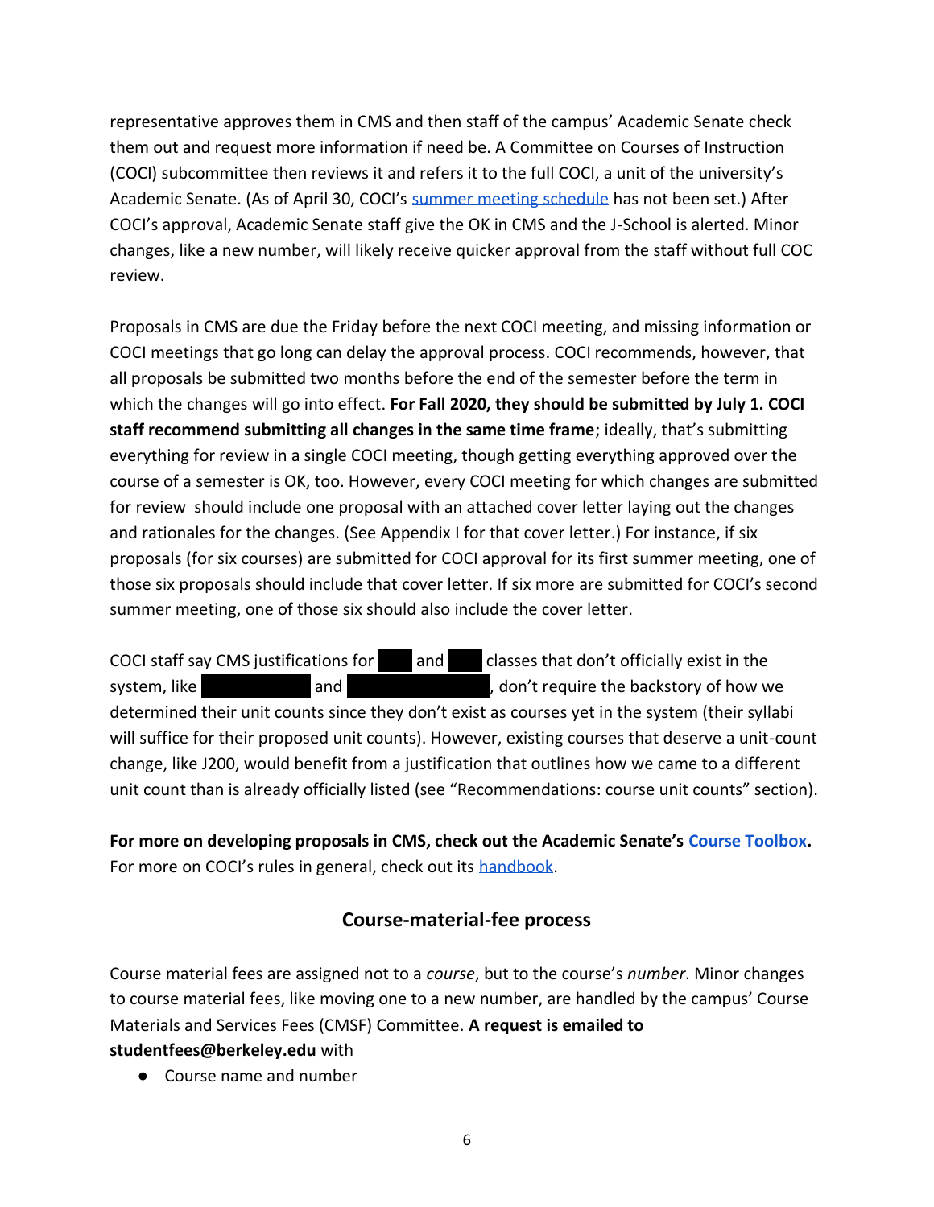representative approves them in CMS and then staff of the campus' Academic Senate check them out and request more information if need be. A Committee on Courses of Instruction (COCI) subcommittee then reviews it and refers it to the full COCI, a unit of the university's Academic Senate. (As of April 30, COCI's [summer meeting schedule]() has not been set.) After COCI's approval, Academic Senate staff give the OK in CMS and the J-School is alerted. Minor changes, like a new number, will likely receive quicker approval from the staff without full COC review.

Proposals in CMS are due the Friday before the next COCI meeting, and missing information or COCI meetings that go long can delay the approval process. COCI recommends, however, that all proposals be submitted two months before the end of the semester before the term in which the changes will go into effect. **For Fall 2020, they should be submitted by July 1. COCI staff recommend submitting all changes in the same time frame**; ideally, that's submitting everything for review in a single COCI meeting, though getting everything approved over the course of a semester is OK, too. However, every COCI meeting for which changes are submitted for review should include one proposal with an attached cover letter laying out the changes and rationales for the changes. (See Appendix I for that cover letter.) For instance, if six proposals (for six courses) are submitted for COCI approval for its first summer meeting, one of those six proposals should include that cover letter. If six more are submitted for COCI's second summer meeting, one of those six should also include the cover letter.

COCI staff say CMS justifications for ███ and ███ classes that don't officially exist in the system, like ██████████ and ████████████, don't require the backstory of how we determined their unit counts since they don't exist as courses yet in the system (their syllabi will suffice for their proposed unit counts). However, existing courses that deserve a unit-count change, like J200, would benefit from a justification that outlines how we came to a different unit count than is already officially listed (see "Recommendations: course unit counts" section).

**For more on developing proposals in CMS, check out the Academic Senate's [Course Toolbox]().** For more on COCI's rules in general, check out its [handbook]().

## Course-material-fee process

Course material fees are assigned not to a *course*, but to the course's *number*. Minor changes to course material fees, like moving one to a new number, are handled by the campus' Course Materials and Services Fees (CMSF) Committee. **A request is emailed to studentfees@berkeley.edu** with

- Course name and number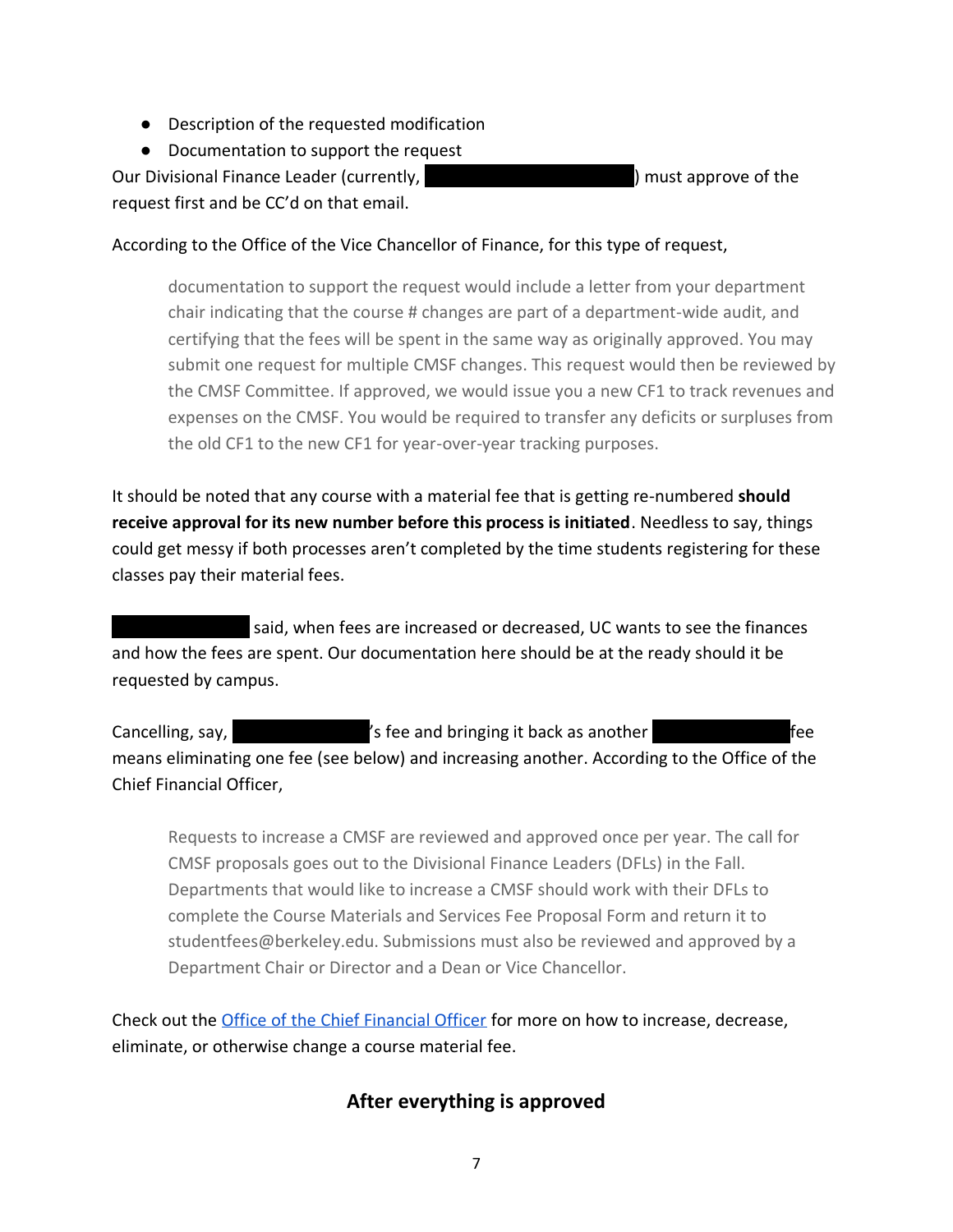- Description of the requested modification
- Documentation to support the request

Our Divisional Finance Leader (currently, [REDACTED]) must approve of the request first and be CC'd on that email.

According to the Office of the Vice Chancellor of Finance, for this type of request,

> documentation to support the request would include a letter from your department chair indicating that the course # changes are part of a department-wide audit, and certifying that the fees will be spent in the same way as originally approved. You may submit one request for multiple CMSF changes. This request would then be reviewed by the CMSF Committee. If approved, we would issue you a new CF1 to track revenues and expenses on the CMSF. You would be required to transfer any deficits or surpluses from the old CF1 to the new CF1 for year-over-year tracking purposes.

It should be noted that any course with a material fee that is getting re-numbered **should receive approval for its new number before this process is initiated**. Needless to say, things could get messy if both processes aren't completed by the time students registering for these classes pay their material fees.

[REDACTED] said, when fees are increased or decreased, UC wants to see the finances and how the fees are spent. Our documentation here should be at the ready should it be requested by campus.

Cancelling, say, [REDACTED]'s fee and bringing it back as another [REDACTED] fee means eliminating one fee (see below) and increasing another. According to the Office of the Chief Financial Officer,

> Requests to increase a CMSF are reviewed and approved once per year. The call for CMSF proposals goes out to the Divisional Finance Leaders (DFLs) in the Fall. Departments that would like to increase a CMSF should work with their DFLs to complete the Course Materials and Services Fee Proposal Form and return it to studentfees@berkeley.edu. Submissions must also be reviewed and approved by a Department Chair or Director and a Dean or Vice Chancellor.

Check out the Office of the Chief Financial Officer for more on how to increase, decrease, eliminate, or otherwise change a course material fee.

## After everything is approved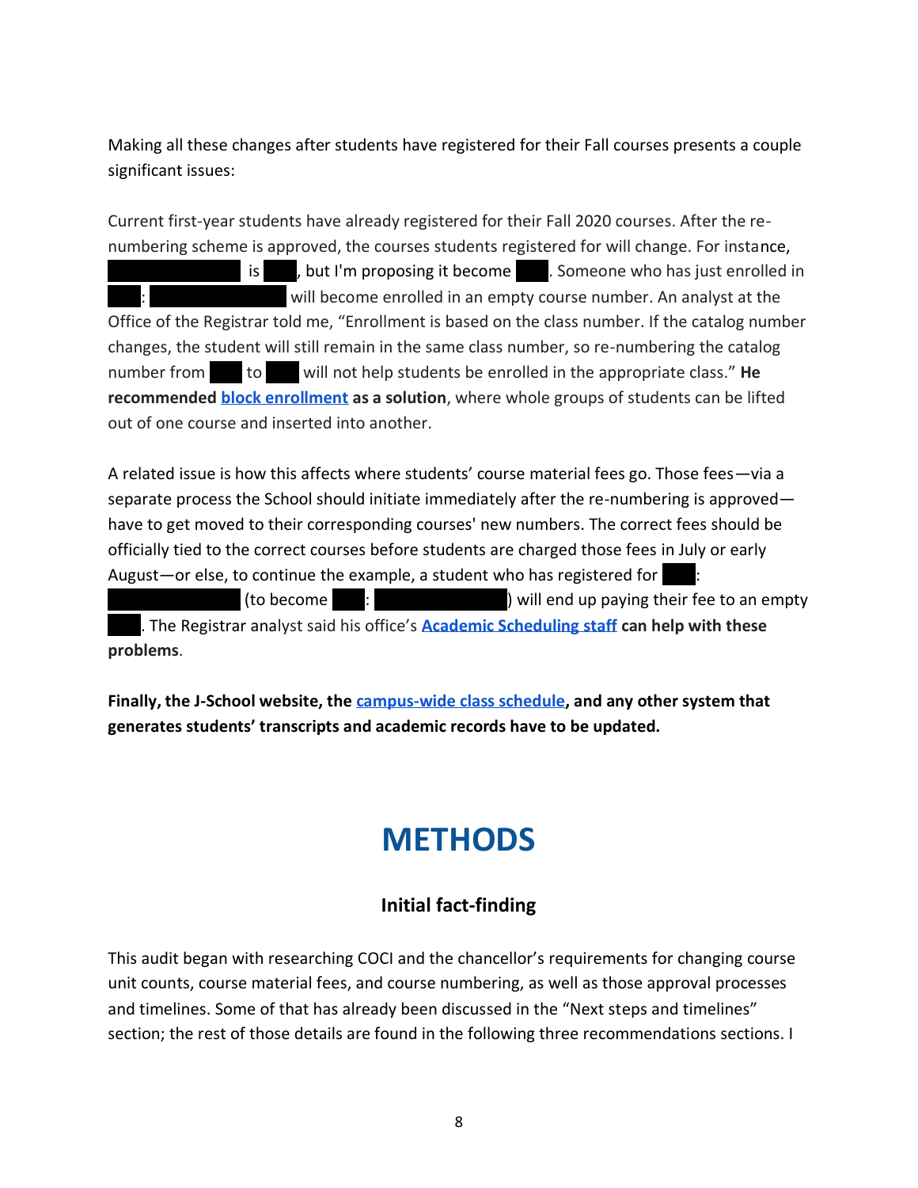Making all these changes after students have registered for their Fall courses presents a couple significant issues:

Current first-year students have already registered for their Fall 2020 courses. After the re-numbering scheme is approved, the courses students registered for will change. For instance, ██████████ is ███, but I'm proposing it become ███. Someone who has just enrolled in ███: ██████████ will become enrolled in an empty course number. An analyst at the Office of the Registrar told me, "Enrollment is based on the class number. If the catalog number changes, the student will still remain in the same class number, so re-numbering the catalog number from ███ to ███ will not help students be enrolled in the appropriate class." **He recommended block enrollment as a solution**, where whole groups of students can be lifted out of one course and inserted into another.

A related issue is how this affects where students' course material fees go. Those fees—via a separate process the School should initiate immediately after the re-numbering is approved—have to get moved to their corresponding courses' new numbers. The correct fees should be officially tied to the correct courses before students are charged those fees in July or early August—or else, to continue the example, a student who has registered for ███: ██████████ (to become ███: ██████████) will end up paying their fee to an empty ███. The Registrar analyst said his office's **Academic Scheduling staff can help with these problems**.

**Finally, the J-School website, the campus-wide class schedule, and any other system that generates students' transcripts and academic records have to be updated.**

# METHODS

## Initial fact-finding

This audit began with researching COCI and the chancellor's requirements for changing course unit counts, course material fees, and course numbering, as well as those approval processes and timelines. Some of that has already been discussed in the "Next steps and timelines" section; the rest of those details are found in the following three recommendations sections. I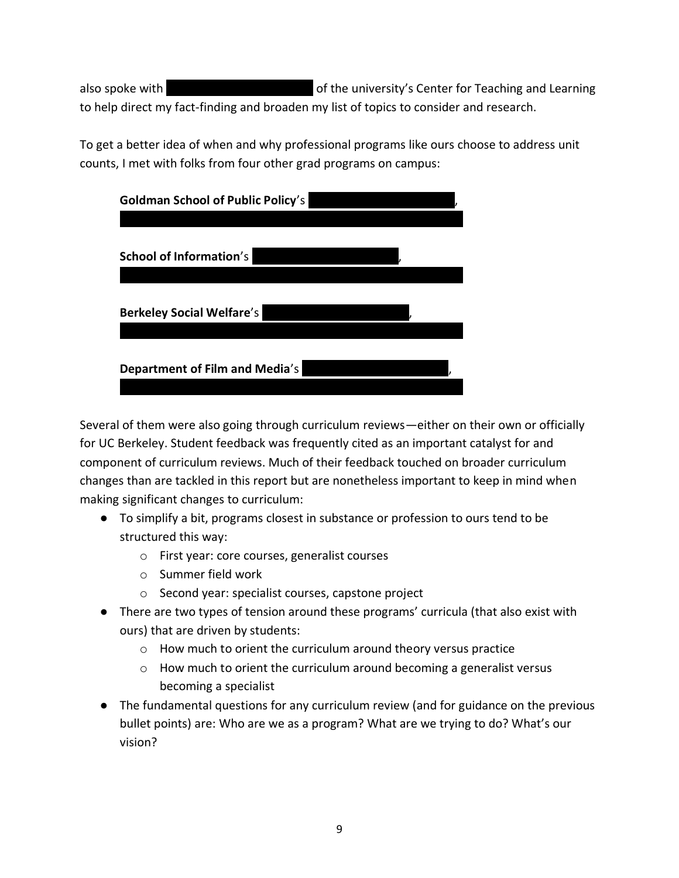also spoke with  of the university's Center for Teaching and Learning to help direct my fact-finding and broaden my list of topics to consider and research.

To get a better idea of when and why professional programs like ours choose to address unit counts, I met with folks from four other grad programs on campus:

**Goldman School of Public Policy**'s ,

**School of Information**'s ,

**Berkeley Social Welfare**'s ,

**Department of Film and Media**'s ,

Several of them were also going through curriculum reviews—either on their own or officially for UC Berkeley. Student feedback was frequently cited as an important catalyst for and component of curriculum reviews. Much of their feedback touched on broader curriculum changes than are tackled in this report but are nonetheless important to keep in mind when making significant changes to curriculum:

- To simplify a bit, programs closest in substance or profession to ours tend to be structured this way:
  - First year: core courses, generalist courses
  - Summer field work
  - Second year: specialist courses, capstone project
- There are two types of tension around these programs' curricula (that also exist with ours) that are driven by students:
  - How much to orient the curriculum around theory versus practice
  - How much to orient the curriculum around becoming a generalist versus becoming a specialist
- The fundamental questions for any curriculum review (and for guidance on the previous bullet points) are: Who are we as a program? What are we trying to do? What's our vision?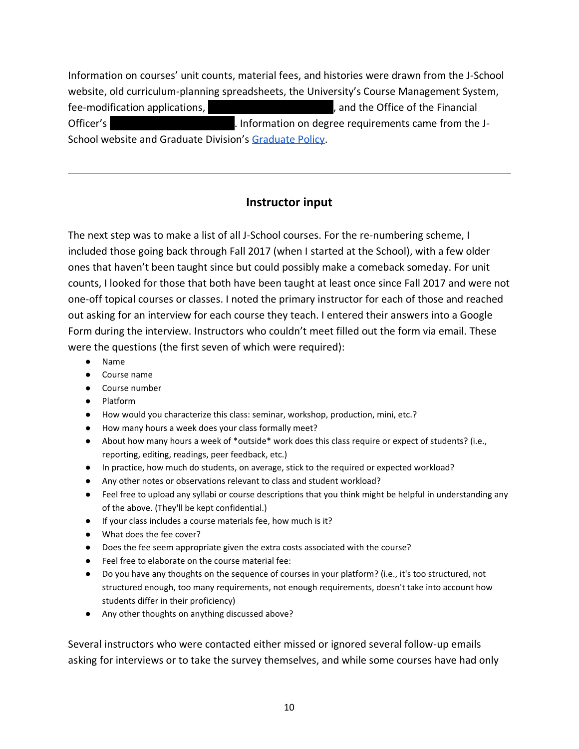Information on courses' unit counts, material fees, and histories were drawn from the J-School website, old curriculum-planning spreadsheets, the University's Course Management System, fee-modification applications, ██████████, and the Office of the Financial Officer's ██████████. Information on degree requirements came from the J-School website and Graduate Division's [Graduate Policy](Graduate Policy).

---

## Instructor input

The next step was to make a list of all J-School courses. For the re-numbering scheme, I included those going back through Fall 2017 (when I started at the School), with a few older ones that haven't been taught since but could possibly make a comeback someday. For unit counts, I looked for those that both have been taught at least once since Fall 2017 and were not one-off topical courses or classes. I noted the primary instructor for each of those and reached out asking for an interview for each course they teach. I entered their answers into a Google Form during the interview. Instructors who couldn't meet filled out the form via email. These were the questions (the first seven of which were required):

- Name
- Course name
- Course number
- Platform
- How would you characterize this class: seminar, workshop, production, mini, etc.?
- How many hours a week does your class formally meet?
- About how many hours a week of *outside* work does this class require or expect of students? (i.e., reporting, editing, readings, peer feedback, etc.)
- In practice, how much do students, on average, stick to the required or expected workload?
- Any other notes or observations relevant to class and student workload?
- Feel free to upload any syllabi or course descriptions that you think might be helpful in understanding any of the above. (They'll be kept confidential.)
- If your class includes a course materials fee, how much is it?
- What does the fee cover?
- Does the fee seem appropriate given the extra costs associated with the course?
- Feel free to elaborate on the course material fee:
- Do you have any thoughts on the sequence of courses in your platform? (i.e., it's too structured, not structured enough, too many requirements, not enough requirements, doesn't take into account how students differ in their proficiency)
- Any other thoughts on anything discussed above?

Several instructors who were contacted either missed or ignored several follow-up emails asking for interviews or to take the survey themselves, and while some courses have had only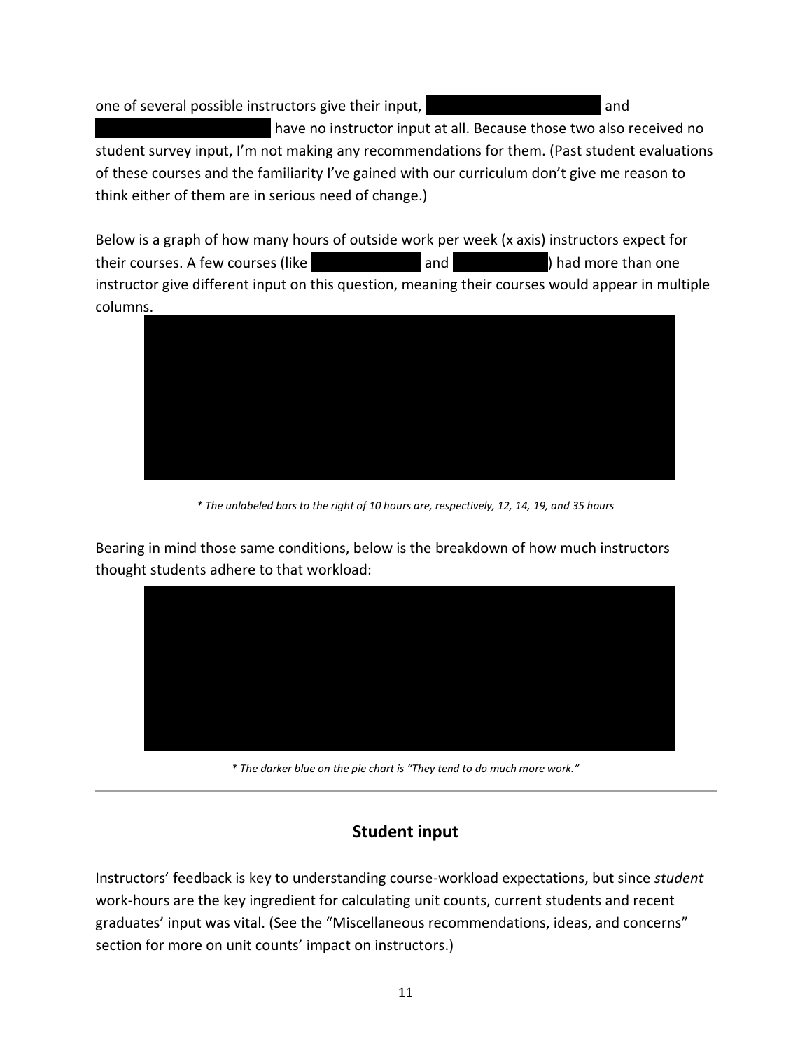one of several possible instructors give their input, ████████████████████ and ████████████████████ have no instructor input at all. Because those two also received no student survey input, I'm not making any recommendations for them. (Past student evaluations of these courses and the familiarity I've gained with our curriculum don't give me reason to think either of them are in serious need of change.)

Below is a graph of how many hours of outside work per week (x axis) instructors expect for their courses. A few courses (like ████████████ and ██████████) had more than one instructor give different input on this question, meaning their courses would appear in multiple columns.

*\* The unlabeled bars to the right of 10 hours are, respectively, 12, 14, 19, and 35 hours*

Bearing in mind those same conditions, below is the breakdown of how much instructors thought students adhere to that workload:

*\* The darker blue on the pie chart is "They tend to do much more work."*

---

## Student input

Instructors' feedback is key to understanding course-workload expectations, but since *student* work-hours are the key ingredient for calculating unit counts, current students and recent graduates' input was vital. (See the "Miscellaneous recommendations, ideas, and concerns" section for more on unit counts' impact on instructors.)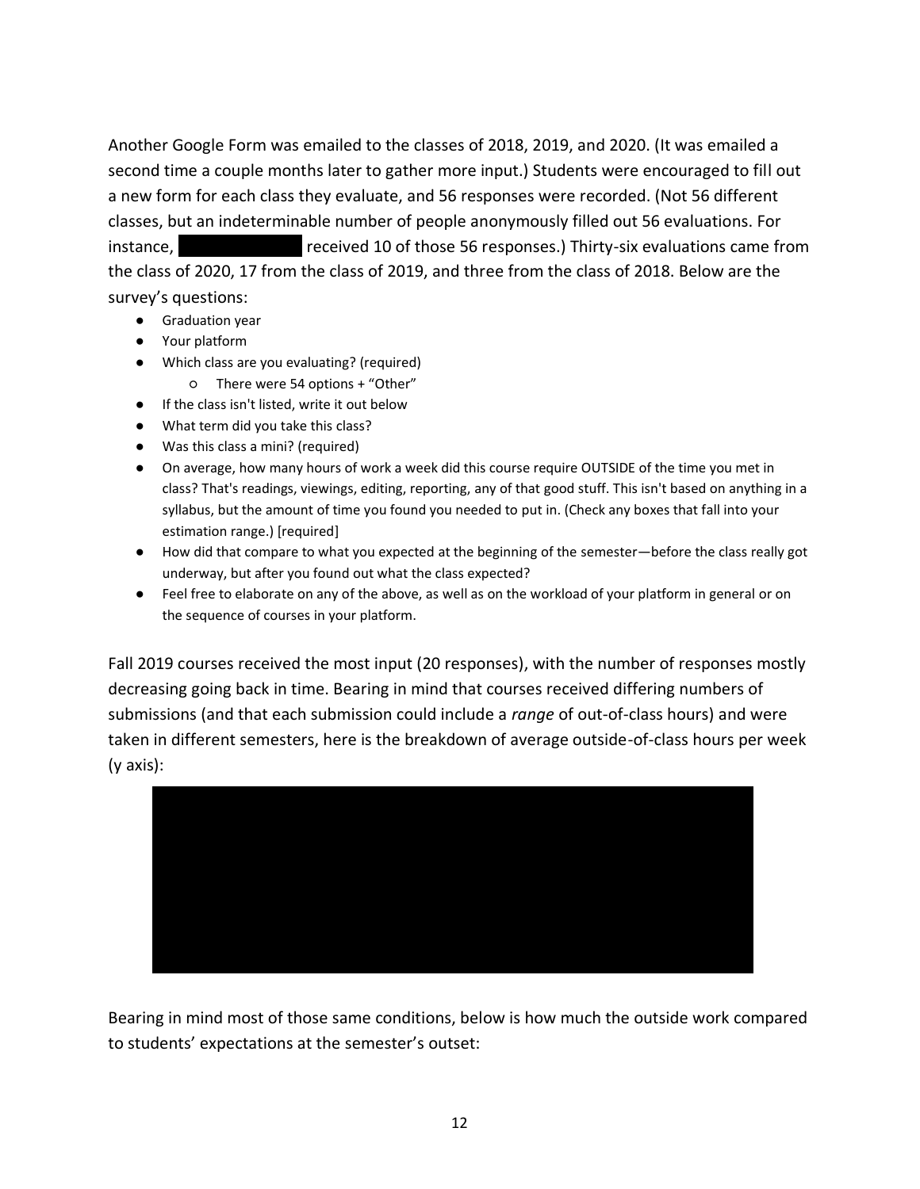Another Google Form was emailed to the classes of 2018, 2019, and 2020. (It was emailed a second time a couple months later to gather more input.) Students were encouraged to fill out a new form for each class they evaluate, and 56 responses were recorded. (Not 56 different classes, but an indeterminable number of people anonymously filled out 56 evaluations. For instance, received 10 of those 56 responses.) Thirty-six evaluations came from the class of 2020, 17 from the class of 2019, and three from the class of 2018. Below are the survey's questions:

- Graduation year
- Your platform
- Which class are you evaluating? (required)
    - There were 54 options + "Other"
- If the class isn't listed, write it out below
- What term did you take this class?
- Was this class a mini? (required)
- On average, how many hours of work a week did this course require OUTSIDE of the time you met in class? That's readings, viewings, editing, reporting, any of that good stuff. This isn't based on anything in a syllabus, but the amount of time you found you needed to put in. (Check any boxes that fall into your estimation range.) [required]
- How did that compare to what you expected at the beginning of the semester—before the class really got underway, but after you found out what the class expected?
- Feel free to elaborate on any of the above, as well as on the workload of your platform in general or on the sequence of courses in your platform.

Fall 2019 courses received the most input (20 responses), with the number of responses mostly decreasing going back in time. Bearing in mind that courses received differing numbers of submissions (and that each submission could include a *range* of out-of-class hours) and were taken in different semesters, here is the breakdown of average outside-of-class hours per week (y axis):

Bearing in mind most of those same conditions, below is how much the outside work compared to students' expectations at the semester's outset: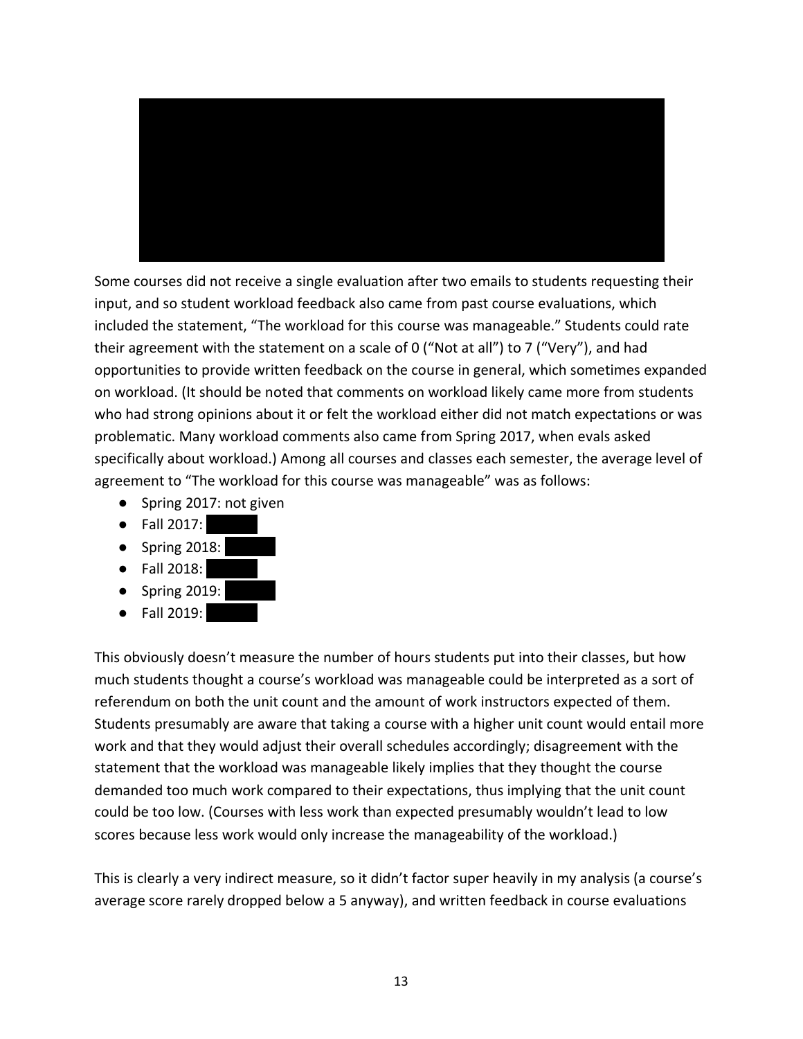Some courses did not receive a single evaluation after two emails to students requesting their input, and so student workload feedback also came from past course evaluations, which included the statement, “The workload for this course was manageable.” Students could rate their agreement with the statement on a scale of 0 (“Not at all”) to 7 (“Very”), and had opportunities to provide written feedback on the course in general, which sometimes expanded on workload. (It should be noted that comments on workload likely came more from students who had strong opinions about it or felt the workload either did not match expectations or was problematic. Many workload comments also came from Spring 2017, when evals asked specifically about workload.) Among all courses and classes each semester, the average level of agreement to “The workload for this course was manageable” was as follows:

- Spring 2017: not given
- Fall 2017:
- Spring 2018:
- Fall 2018:
- Spring 2019:
- Fall 2019:

This obviously doesn’t measure the number of hours students put into their classes, but how much students thought a course’s workload was manageable could be interpreted as a sort of referendum on both the unit count and the amount of work instructors expected of them. Students presumably are aware that taking a course with a higher unit count would entail more work and that they would adjust their overall schedules accordingly; disagreement with the statement that the workload was manageable likely implies that they thought the course demanded too much work compared to their expectations, thus implying that the unit count could be too low. (Courses with less work than expected presumably wouldn’t lead to low scores because less work would only increase the manageability of the workload.)

This is clearly a very indirect measure, so it didn’t factor super heavily in my analysis (a course’s average score rarely dropped below a 5 anyway), and written feedback in course evaluations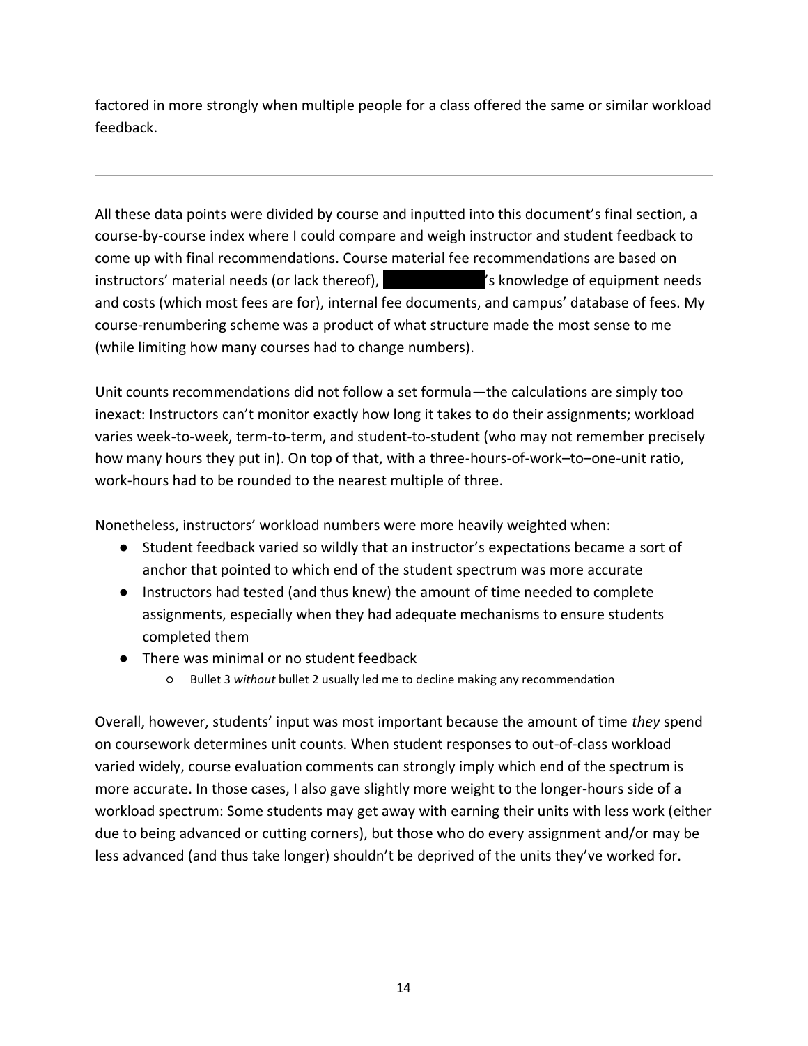factored in more strongly when multiple people for a class offered the same or similar workload feedback.

---

All these data points were divided by course and inputted into this document's final section, a course-by-course index where I could compare and weigh instructor and student feedback to come up with final recommendations. Course material fee recommendations are based on instructors' material needs (or lack thereof), ██████████'s knowledge of equipment needs and costs (which most fees are for), internal fee documents, and campus' database of fees. My course-renumbering scheme was a product of what structure made the most sense to me (while limiting how many courses had to change numbers).

Unit counts recommendations did not follow a set formula—the calculations are simply too inexact: Instructors can't monitor exactly how long it takes to do their assignments; workload varies week-to-week, term-to-term, and student-to-student (who may not remember precisely how many hours they put in). On top of that, with a three-hours-of-work–to–one-unit ratio, work-hours had to be rounded to the nearest multiple of three.

Nonetheless, instructors' workload numbers were more heavily weighted when:

- Student feedback varied so wildly that an instructor's expectations became a sort of anchor that pointed to which end of the student spectrum was more accurate
- Instructors had tested (and thus knew) the amount of time needed to complete assignments, especially when they had adequate mechanisms to ensure students completed them
- There was minimal or no student feedback
    - Bullet 3 *without* bullet 2 usually led me to decline making any recommendation

Overall, however, students' input was most important because the amount of time *they* spend on coursework determines unit counts. When student responses to out-of-class workload varied widely, course evaluation comments can strongly imply which end of the spectrum is more accurate. In those cases, I also gave slightly more weight to the longer-hours side of a workload spectrum: Some students may get away with earning their units with less work (either due to being advanced or cutting corners), but those who do every assignment and/or may be less advanced (and thus take longer) shouldn't be deprived of the units they've worked for.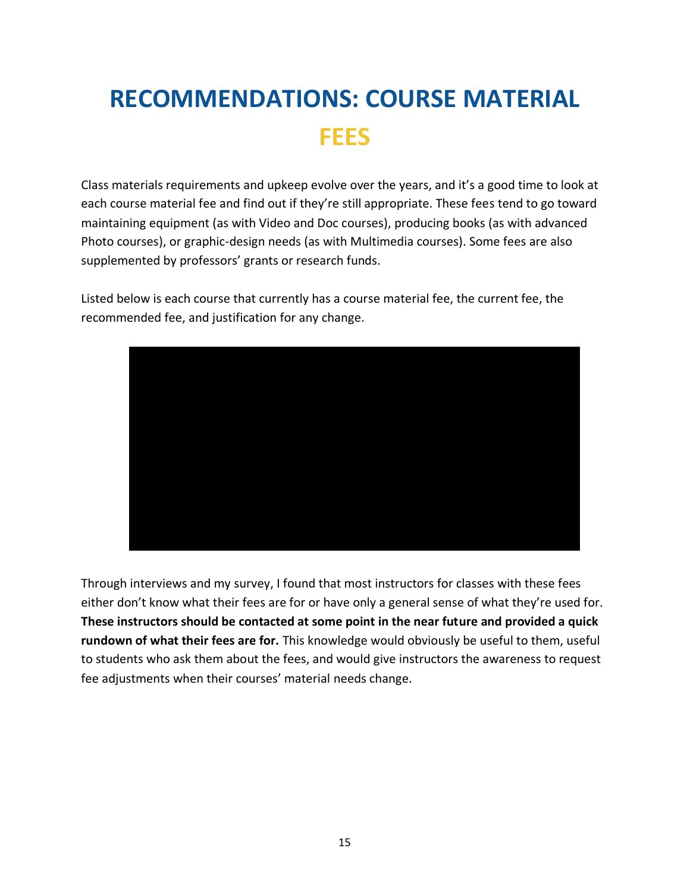# RECOMMENDATIONS: COURSE MATERIAL FEES

Class materials requirements and upkeep evolve over the years, and it's a good time to look at each course material fee and find out if they're still appropriate. These fees tend to go toward maintaining equipment (as with Video and Doc courses), producing books (as with advanced Photo courses), or graphic-design needs (as with Multimedia courses). Some fees are also supplemented by professors' grants or research funds.

Listed below is each course that currently has a course material fee, the current fee, the recommended fee, and justification for any change.

Through interviews and my survey, I found that most instructors for classes with these fees either don't know what their fees are for or have only a general sense of what they're used for. **These instructors should be contacted at some point in the near future and provided a quick rundown of what their fees are for.** This knowledge would obviously be useful to them, useful to students who ask them about the fees, and would give instructors the awareness to request fee adjustments when their courses' material needs change.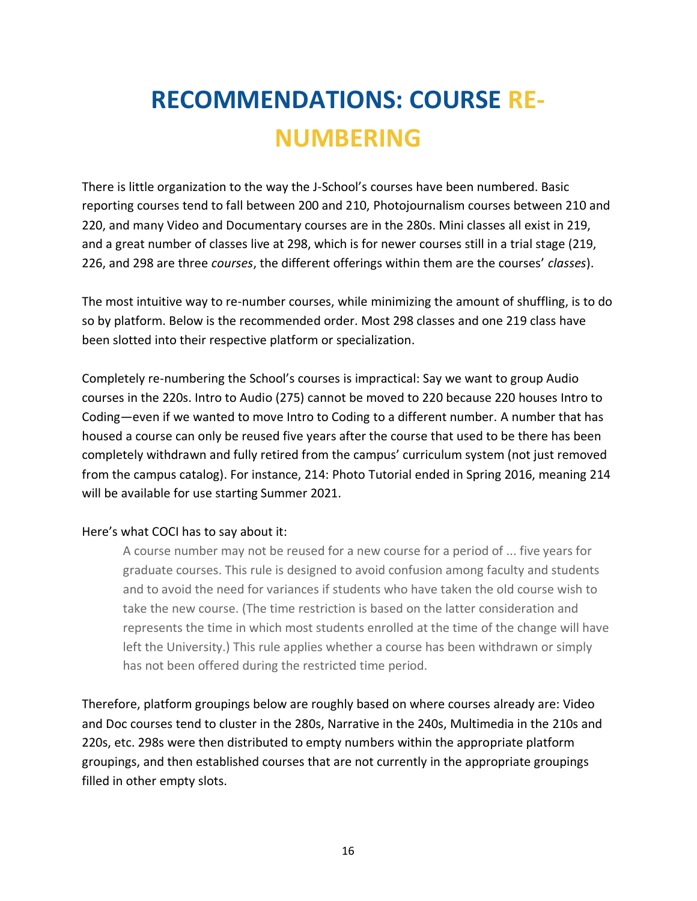# RECOMMENDATIONS: COURSE RE-NUMBERING

There is little organization to the way the J-School's courses have been numbered. Basic reporting courses tend to fall between 200 and 210, Photojournalism courses between 210 and 220, and many Video and Documentary courses are in the 280s. Mini classes all exist in 219, and a great number of classes live at 298, which is for newer courses still in a trial stage (219, 226, and 298 are three *courses*, the different offerings within them are the courses' *classes*).

The most intuitive way to re-number courses, while minimizing the amount of shuffling, is to do so by platform. Below is the recommended order. Most 298 classes and one 219 class have been slotted into their respective platform or specialization.

Completely re-numbering the School's courses is impractical: Say we want to group Audio courses in the 220s. Intro to Audio (275) cannot be moved to 220 because 220 houses Intro to Coding—even if we wanted to move Intro to Coding to a different number. A number that has housed a course can only be reused five years after the course that used to be there has been completely withdrawn and fully retired from the campus' curriculum system (not just removed from the campus catalog). For instance, 214: Photo Tutorial ended in Spring 2016, meaning 214 will be available for use starting Summer 2021.

Here's what COCI has to say about it:

> A course number may not be reused for a new course for a period of ... five years for graduate courses. This rule is designed to avoid confusion among faculty and students and to avoid the need for variances if students who have taken the old course wish to take the new course. (The time restriction is based on the latter consideration and represents the time in which most students enrolled at the time of the change will have left the University.) This rule applies whether a course has been withdrawn or simply has not been offered during the restricted time period.

Therefore, platform groupings below are roughly based on where courses already are: Video and Doc courses tend to cluster in the 280s, Narrative in the 240s, Multimedia in the 210s and 220s, etc. 298s were then distributed to empty numbers within the appropriate platform groupings, and then established courses that are not currently in the appropriate groupings filled in other empty slots.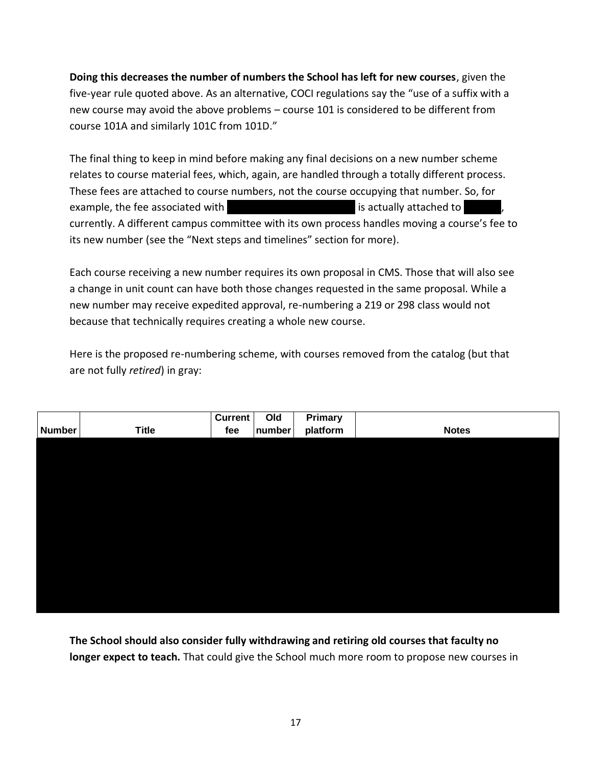**Doing this decreases the number of numbers the School has left for new courses**, given the five-year rule quoted above. As an alternative, COCI regulations say the "use of a suffix with a new course may avoid the above problems – course 101 is considered to be different from course 101A and similarly 101C from 101D."

The final thing to keep in mind before making any final decisions on a new number scheme relates to course material fees, which, again, are handled through a totally different process. These fees are attached to course numbers, not the course occupying that number. So, for example, the fee associated with [REDACTED] is actually attached to [REDACTED], currently. A different campus committee with its own process handles moving a course's fee to its new number (see the "Next steps and timelines" section for more).

Each course receiving a new number requires its own proposal in CMS. Those that will also see a change in unit count can have both those changes requested in the same proposal. While a new number may receive expedited approval, re-numbering a 219 or 298 class would not because that technically requires creating a whole new course.

Here is the proposed re-numbering scheme, with courses removed from the catalog (but that are not fully *retired*) in gray:

| Number | Title | Current fee | Old number | Primary platform | Notes |
|---|---|---|---|---|---|
| [REDACTED] | | | | | |

**The School should also consider fully withdrawing and retiring old courses that faculty no longer expect to teach.** That could give the School much more room to propose new courses in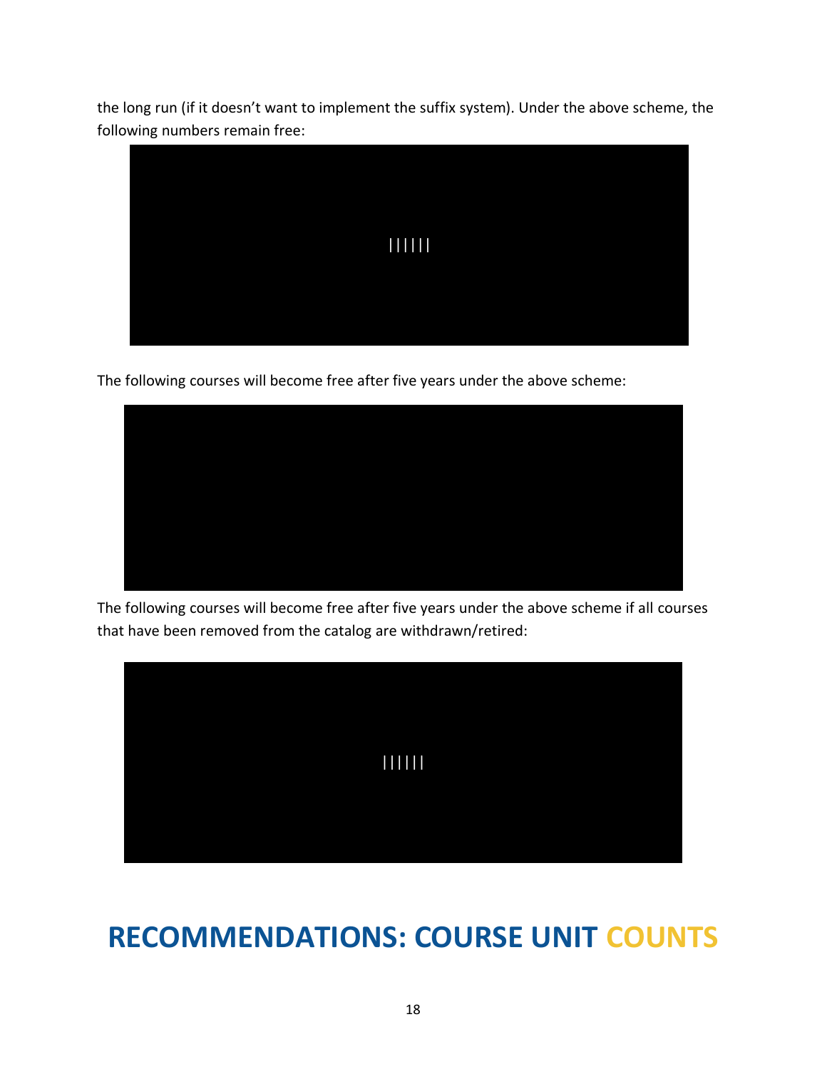the long run (if it doesn't want to implement the suffix system). Under the above scheme, the following numbers remain free:

||||||

The following courses will become free after five years under the above scheme:

The following courses will become free after five years under the above scheme if all courses that have been removed from the catalog are withdrawn/retired:

||||||

# RECOMMENDATIONS: COURSE UNIT COUNTS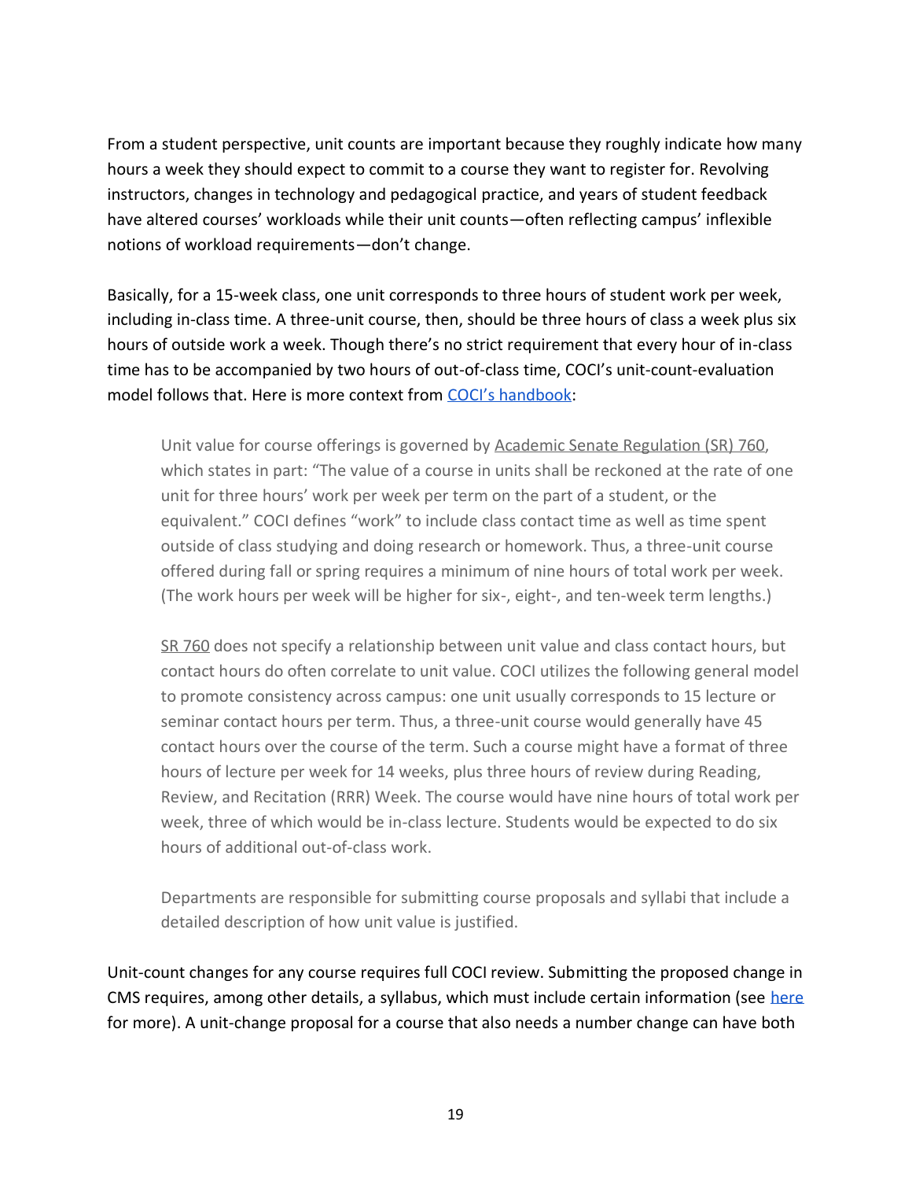From a student perspective, unit counts are important because they roughly indicate how many hours a week they should expect to commit to a course they want to register for. Revolving instructors, changes in technology and pedagogical practice, and years of student feedback have altered courses' workloads while their unit counts—often reflecting campus' inflexible notions of workload requirements—don't change.

Basically, for a 15-week class, one unit corresponds to three hours of student work per week, including in-class time. A three-unit course, then, should be three hours of class a week plus six hours of outside work a week. Though there's no strict requirement that every hour of in-class time has to be accompanied by two hours of out-of-class time, COCI's unit-count-evaluation model follows that. Here is more context from [COCI's handbook](#):

> Unit value for course offerings is governed by [Academic Senate Regulation (SR) 760](#), which states in part: "The value of a course in units shall be reckoned at the rate of one unit for three hours' work per week per term on the part of a student, or the equivalent." COCI defines "work" to include class contact time as well as time spent outside of class studying and doing research or homework. Thus, a three-unit course offered during fall or spring requires a minimum of nine hours of total work per week. (The work hours per week will be higher for six-, eight-, and ten-week term lengths.)
>
> [SR 760](#) does not specify a relationship between unit value and class contact hours, but contact hours do often correlate to unit value. COCI utilizes the following general model to promote consistency across campus: one unit usually corresponds to 15 lecture or seminar contact hours per term. Thus, a three-unit course would generally have 45 contact hours over the course of the term. Such a course might have a format of three hours of lecture per week for 14 weeks, plus three hours of review during Reading, Review, and Recitation (RRR) Week. The course would have nine hours of total work per week, three of which would be in-class lecture. Students would be expected to do six hours of additional out-of-class work.
>
> Departments are responsible for submitting course proposals and syllabi that include a detailed description of how unit value is justified.

Unit-count changes for any course requires full COCI review. Submitting the proposed change in CMS requires, among other details, a syllabus, which must include certain information (see [here](#) for more). A unit-change proposal for a course that also needs a number change can have both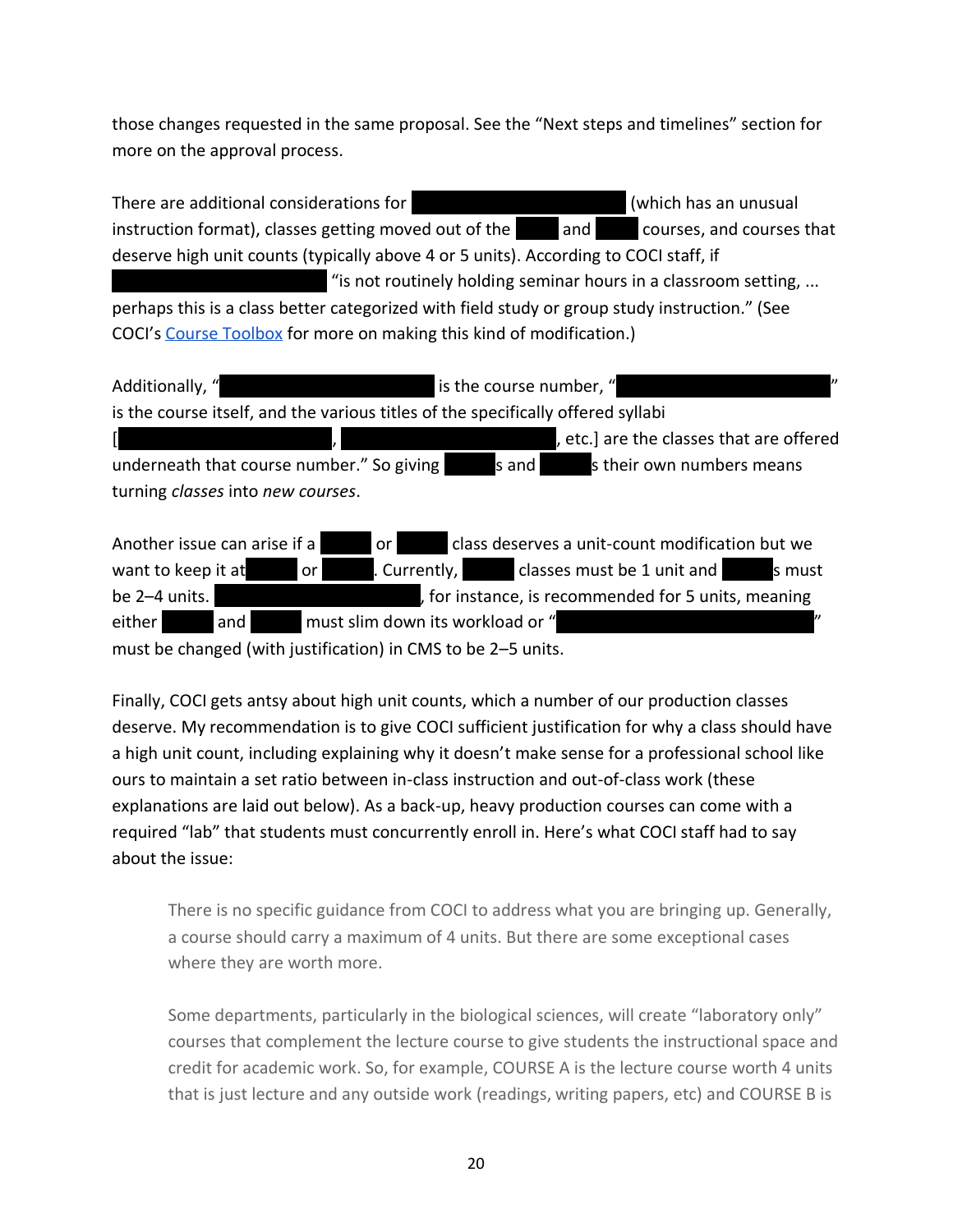those changes requested in the same proposal. See the "Next steps and timelines" section for more on the approval process.

There are additional considerations for ████████████ (which has an unusual instruction format), classes getting moved out of the ███ and ███ courses, and courses that deserve high unit counts (typically above 4 or 5 units). According to COCI staff, if ████████████ "is not routinely holding seminar hours in a classroom setting, ... perhaps this is a class better categorized with field study or group study instruction." (See COCI's Course Toolbox for more on making this kind of modification.)

Additionally, "████████████ is the course number, "████████████" is the course itself, and the various titles of the specifically offered syllabi [████████████, ████████████, etc.] are the classes that are offered underneath that course number." So giving ███s and ███s their own numbers means turning *classes* into *new courses*.

Another issue can arise if a ███ or ███ class deserves a unit-count modification but we want to keep it at ███ or ███. Currently, ███ classes must be 1 unit and ███s must be 2–4 units. ████████████, for instance, is recommended for 5 units, meaning either ███ and ███ must slim down its workload or "████████████" must be changed (with justification) in CMS to be 2–5 units.

Finally, COCI gets antsy about high unit counts, which a number of our production classes deserve. My recommendation is to give COCI sufficient justification for why a class should have a high unit count, including explaining why it doesn't make sense for a professional school like ours to maintain a set ratio between in-class instruction and out-of-class work (these explanations are laid out below). As a back-up, heavy production courses can come with a required "lab" that students must concurrently enroll in. Here's what COCI staff had to say about the issue:

> There is no specific guidance from COCI to address what you are bringing up. Generally, a course should carry a maximum of 4 units. But there are some exceptional cases where they are worth more.
>
> Some departments, particularly in the biological sciences, will create "laboratory only" courses that complement the lecture course to give students the instructional space and credit for academic work. So, for example, COURSE A is the lecture course worth 4 units that is just lecture and any outside work (readings, writing papers, etc) and COURSE B is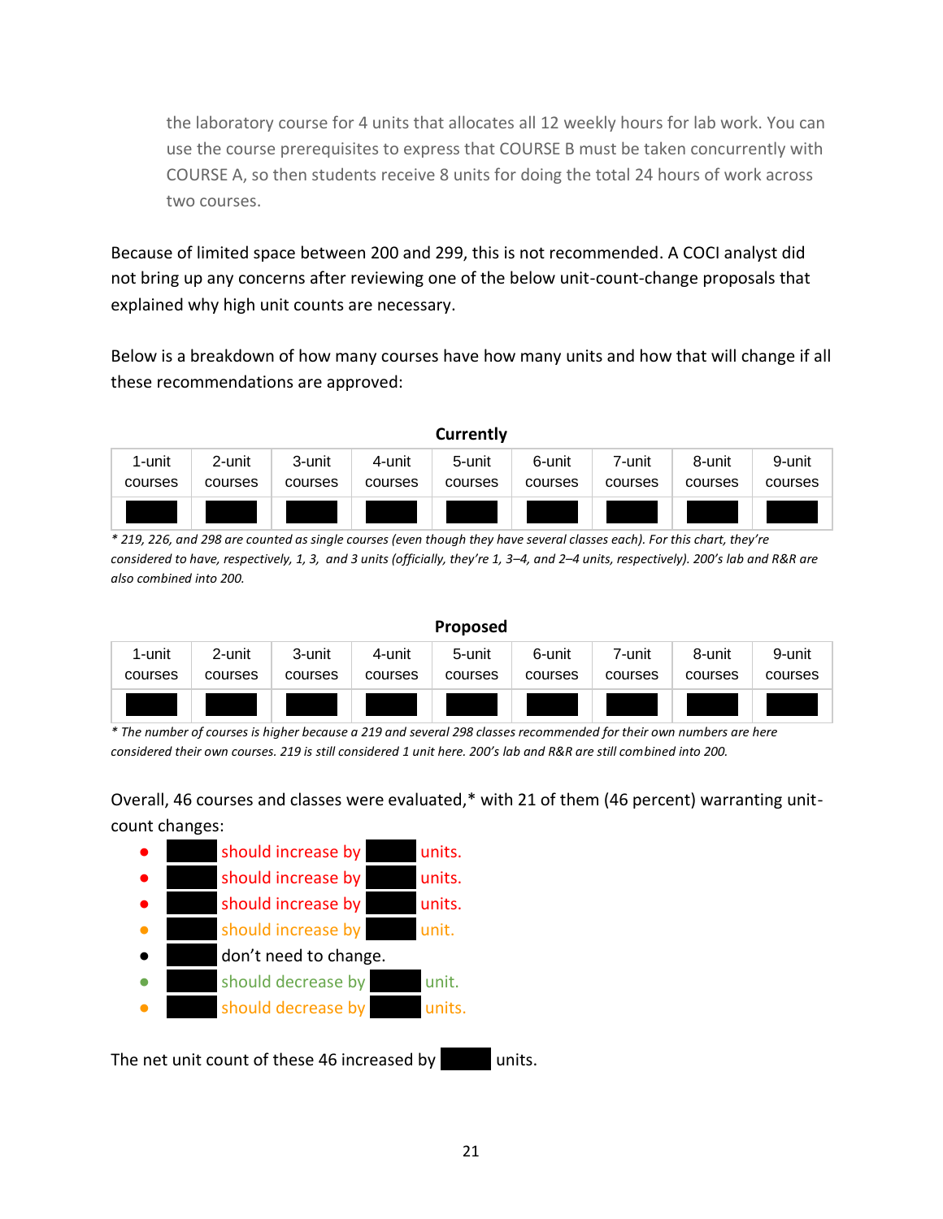the laboratory course for 4 units that allocates all 12 weekly hours for lab work. You can use the course prerequisites to express that COURSE B must be taken concurrently with COURSE A, so then students receive 8 units for doing the total 24 hours of work across two courses.

Because of limited space between 200 and 299, this is not recommended. A COCI analyst did not bring up any concerns after reviewing one of the below unit-count-change proposals that explained why high unit counts are necessary.

Below is a breakdown of how many courses have how many units and how that will change if all these recommendations are approved:

**Currently**

| 1-unit courses | 2-unit courses | 3-unit courses | 4-unit courses | 5-unit courses | 6-unit courses | 7-unit courses | 8-unit courses | 9-unit courses |
|---|---|---|---|---|---|---|---|---|
| ███ | ███ | ███ | ███ | ███ | ███ | ███ | ███ | ███ |

*\* 219, 226, and 298 are counted as single courses (even though they have several classes each). For this chart, they're considered to have, respectively, 1, 3, and 3 units (officially, they're 1, 3–4, and 2–4 units, respectively). 200's lab and R&R are also combined into 200.*

**Proposed**

| 1-unit courses | 2-unit courses | 3-unit courses | 4-unit courses | 5-unit courses | 6-unit courses | 7-unit courses | 8-unit courses | 9-unit courses |
|---|---|---|---|---|---|---|---|---|
| ███ | ███ | ███ | ███ | ███ | ███ | ███ | ███ | ███ |

*\* The number of courses is higher because a 219 and several 298 classes recommended for their own numbers are here considered their own courses. 219 is still considered 1 unit here. 200's lab and R&R are still combined into 200.*

Overall, 46 courses and classes were evaluated,* with 21 of them (46 percent) warranting unit-count changes:

- ███ should increase by ███ units.
- ███ should increase by ███ units.
- ███ should increase by ███ units.
- ███ should increase by ███ unit.
- ███ don't need to change.
- ███ should decrease by ███ unit.
- ███ should decrease by ███ units.

The net unit count of these 46 increased by ███ units.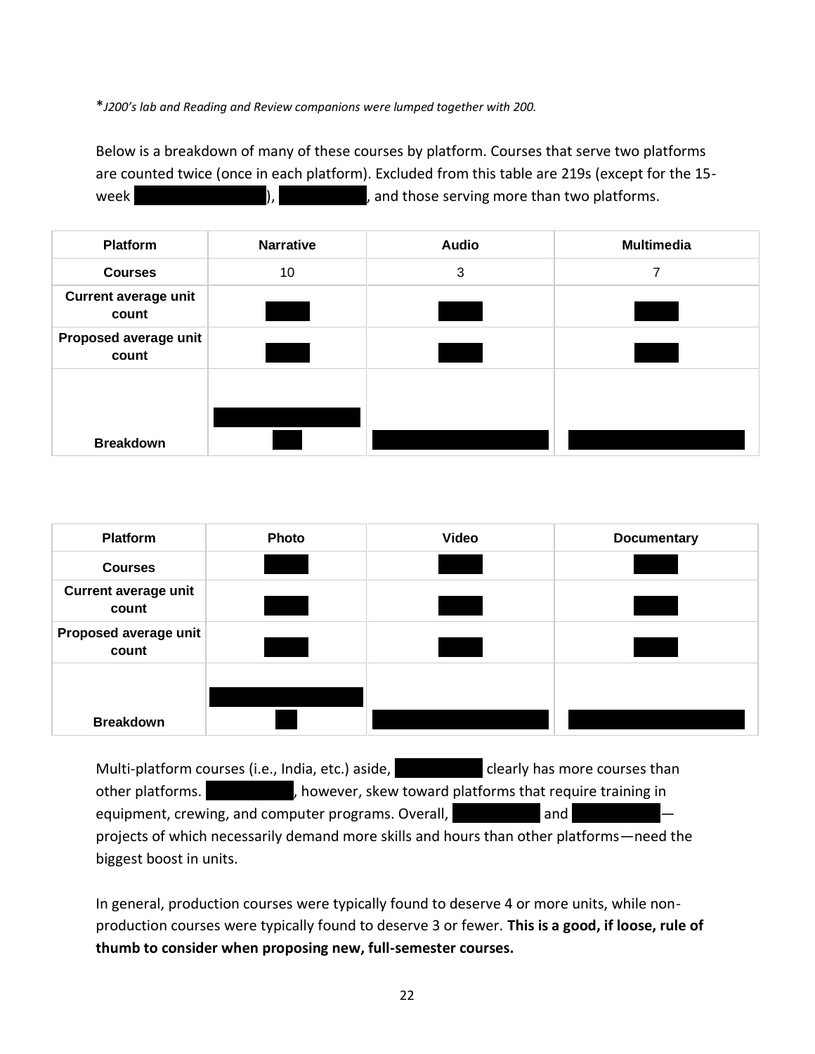**J200's lab and Reading and Review companions were lumped together with 200.*

Below is a breakdown of many of these courses by platform. Courses that serve two platforms are counted twice (once in each platform). Excluded from this table are 219s (except for the 15-week ), , and those serving more than two platforms.

| Platform | Narrative | Audio | Multimedia |
|---|---|---|---|
| Courses | 10 | 3 | 7 |
| Current average unit count | | | |
| Proposed average unit count | | | |
| Breakdown | | | |

| Platform | Photo | Video | Documentary |
|---|---|---|---|
| Courses | | | |
| Current average unit count | | | |
| Proposed average unit count | | | |
| Breakdown | | | |

Multi-platform courses (i.e., India, etc.) aside, clearly has more courses than other platforms. , however, skew toward platforms that require training in equipment, crewing, and computer programs. Overall, and —projects of which necessarily demand more skills and hours than other platforms—need the biggest boost in units.

In general, production courses were typically found to deserve 4 or more units, while non-production courses were typically found to deserve 3 or fewer. **This is a good, if loose, rule of thumb to consider when proposing new, full-semester courses.**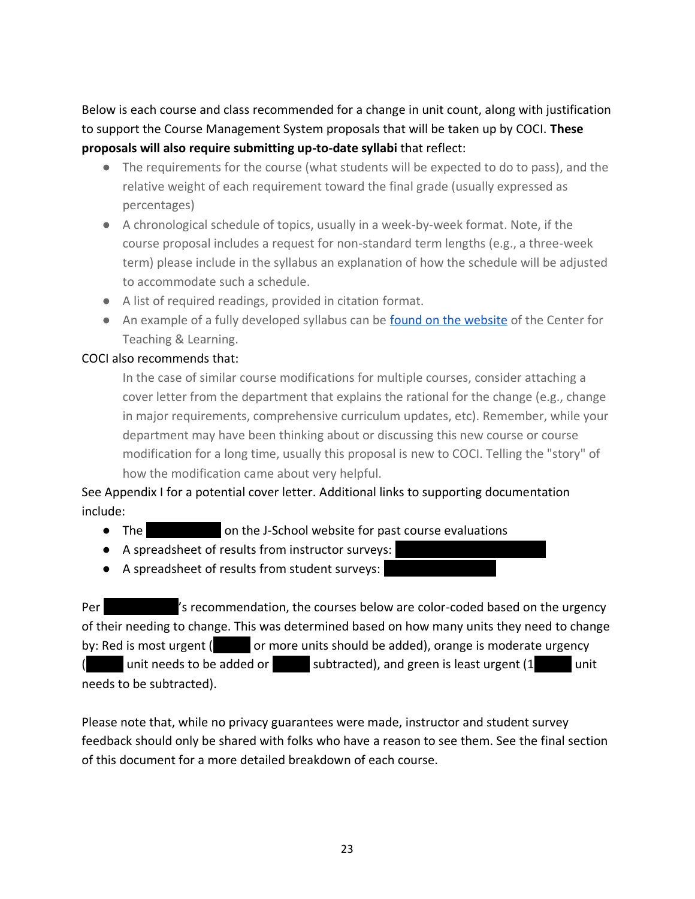Below is each course and class recommended for a change in unit count, along with justification to support the Course Management System proposals that will be taken up by COCI. **These proposals will also require submitting up-to-date syllabi** that reflect:

- The requirements for the course (what students will be expected to do to pass), and the relative weight of each requirement toward the final grade (usually expressed as percentages)
- A chronological schedule of topics, usually in a week-by-week format. Note, if the course proposal includes a request for non-standard term lengths (e.g., a three-week term) please include in the syllabus an explanation of how the schedule will be adjusted to accommodate such a schedule.
- A list of required readings, provided in citation format.
- An example of a fully developed syllabus can be [found on the website](#) of the Center for Teaching & Learning.

COCI also recommends that:

> In the case of similar course modifications for multiple courses, consider attaching a cover letter from the department that explains the rational for the change (e.g., change in major requirements, comprehensive curriculum updates, etc). Remember, while your department may have been thinking about or discussing this new course or course modification for a long time, usually this proposal is new to COCI. Telling the "story" of how the modification came about very helpful.

See Appendix I for a potential cover letter. Additional links to supporting documentation include:

- The ██████ on the J-School website for past course evaluations
- A spreadsheet of results from instructor surveys: ██████
- A spreadsheet of results from student surveys: ██████

Per ██████'s recommendation, the courses below are color-coded based on the urgency of their needing to change. This was determined based on how many units they need to change by: Red is most urgent (██ or more units should be added), orange is moderate urgency (██ unit needs to be added or ██ subtracted), and green is least urgent (1██ unit needs to be subtracted).

Please note that, while no privacy guarantees were made, instructor and student survey feedback should only be shared with folks who have a reason to see them. See the final section of this document for a more detailed breakdown of each course.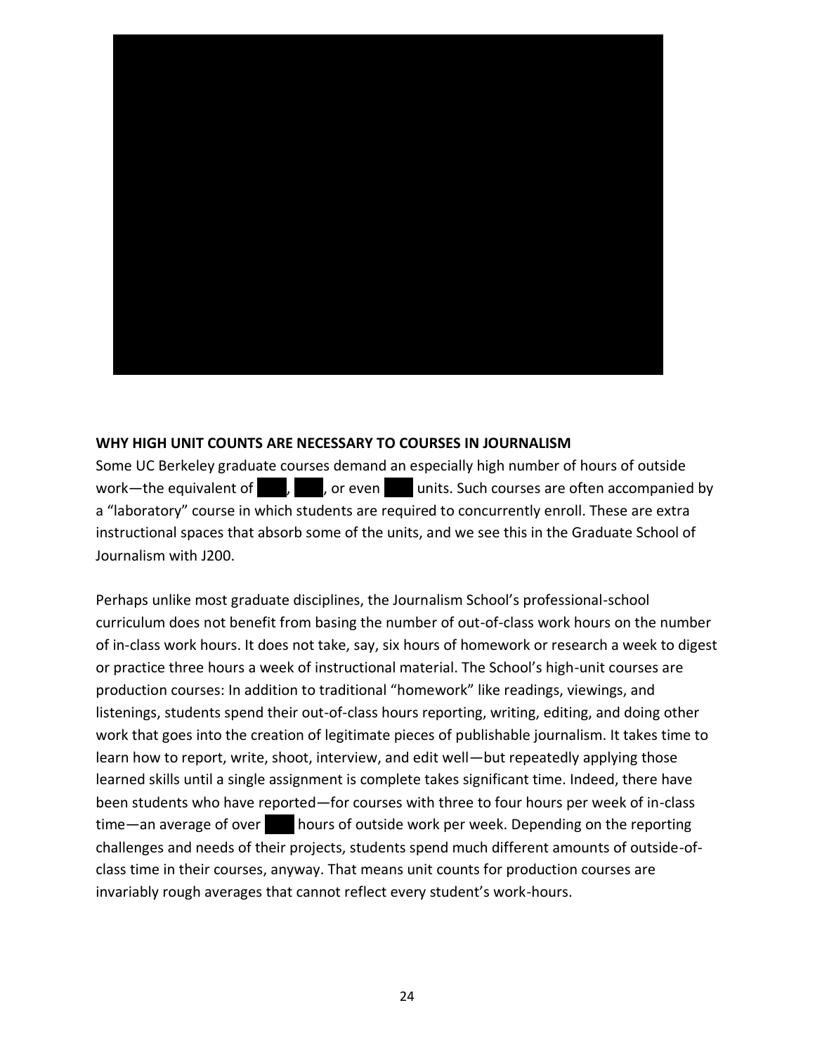**WHY HIGH UNIT COUNTS ARE NECESSARY TO COURSES IN JOURNALISM**

Some UC Berkeley graduate courses demand an especially high number of hours of outside work—the equivalent of ███, ███, or even ███ units. Such courses are often accompanied by a "laboratory" course in which students are required to concurrently enroll. These are extra instructional spaces that absorb some of the units, and we see this in the Graduate School of Journalism with J200.

Perhaps unlike most graduate disciplines, the Journalism School's professional-school curriculum does not benefit from basing the number of out-of-class work hours on the number of in-class work hours. It does not take, say, six hours of homework or research a week to digest or practice three hours a week of instructional material. The School's high-unit courses are production courses: In addition to traditional "homework" like readings, viewings, and listenings, students spend their out-of-class hours reporting, writing, editing, and doing other work that goes into the creation of legitimate pieces of publishable journalism. It takes time to learn how to report, write, shoot, interview, and edit well—but repeatedly applying those learned skills until a single assignment is complete takes significant time. Indeed, there have been students who have reported—for courses with three to four hours per week of in-class time—an average of over ███ hours of outside work per week. Depending on the reporting challenges and needs of their projects, students spend much different amounts of outside-of-class time in their courses, anyway. That means unit counts for production courses are invariably rough averages that cannot reflect every student's work-hours.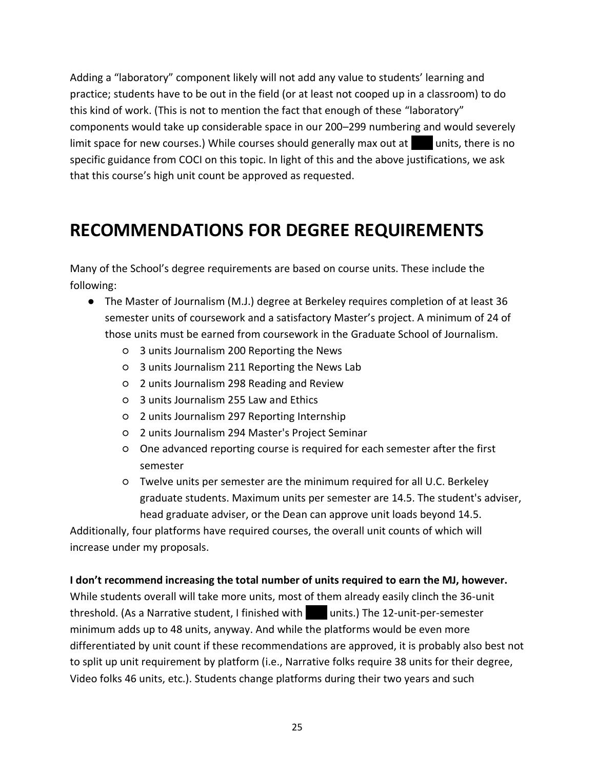Adding a "laboratory" component likely will not add any value to students' learning and practice; students have to be out in the field (or at least not cooped up in a classroom) to do this kind of work. (This is not to mention the fact that enough of these "laboratory" components would take up considerable space in our 200–299 numbering and would severely limit space for new courses.) While courses should generally max out at ███ units, there is no specific guidance from COCI on this topic. In light of this and the above justifications, we ask that this course's high unit count be approved as requested.

# RECOMMENDATIONS FOR DEGREE REQUIREMENTS

Many of the School's degree requirements are based on course units. These include the following:

- The Master of Journalism (M.J.) degree at Berkeley requires completion of at least 36 semester units of coursework and a satisfactory Master's project. A minimum of 24 of those units must be earned from coursework in the Graduate School of Journalism.
  - 3 units Journalism 200 Reporting the News
  - 3 units Journalism 211 Reporting the News Lab
  - 2 units Journalism 298 Reading and Review
  - 3 units Journalism 255 Law and Ethics
  - 2 units Journalism 297 Reporting Internship
  - 2 units Journalism 294 Master's Project Seminar
  - One advanced reporting course is required for each semester after the first semester
  - Twelve units per semester are the minimum required for all U.C. Berkeley graduate students. Maximum units per semester are 14.5. The student's adviser, head graduate adviser, or the Dean can approve unit loads beyond 14.5.

Additionally, four platforms have required courses, the overall unit counts of which will increase under my proposals.

**I don't recommend increasing the total number of units required to earn the MJ, however.** While students overall will take more units, most of them already easily clinch the 36-unit threshold. (As a Narrative student, I finished with ███ units.) The 12-unit-per-semester minimum adds up to 48 units, anyway. And while the platforms would be even more differentiated by unit count if these recommendations are approved, it is probably also best not to split up unit requirement by platform (i.e., Narrative folks require 38 units for their degree, Video folks 46 units, etc.). Students change platforms during their two years and such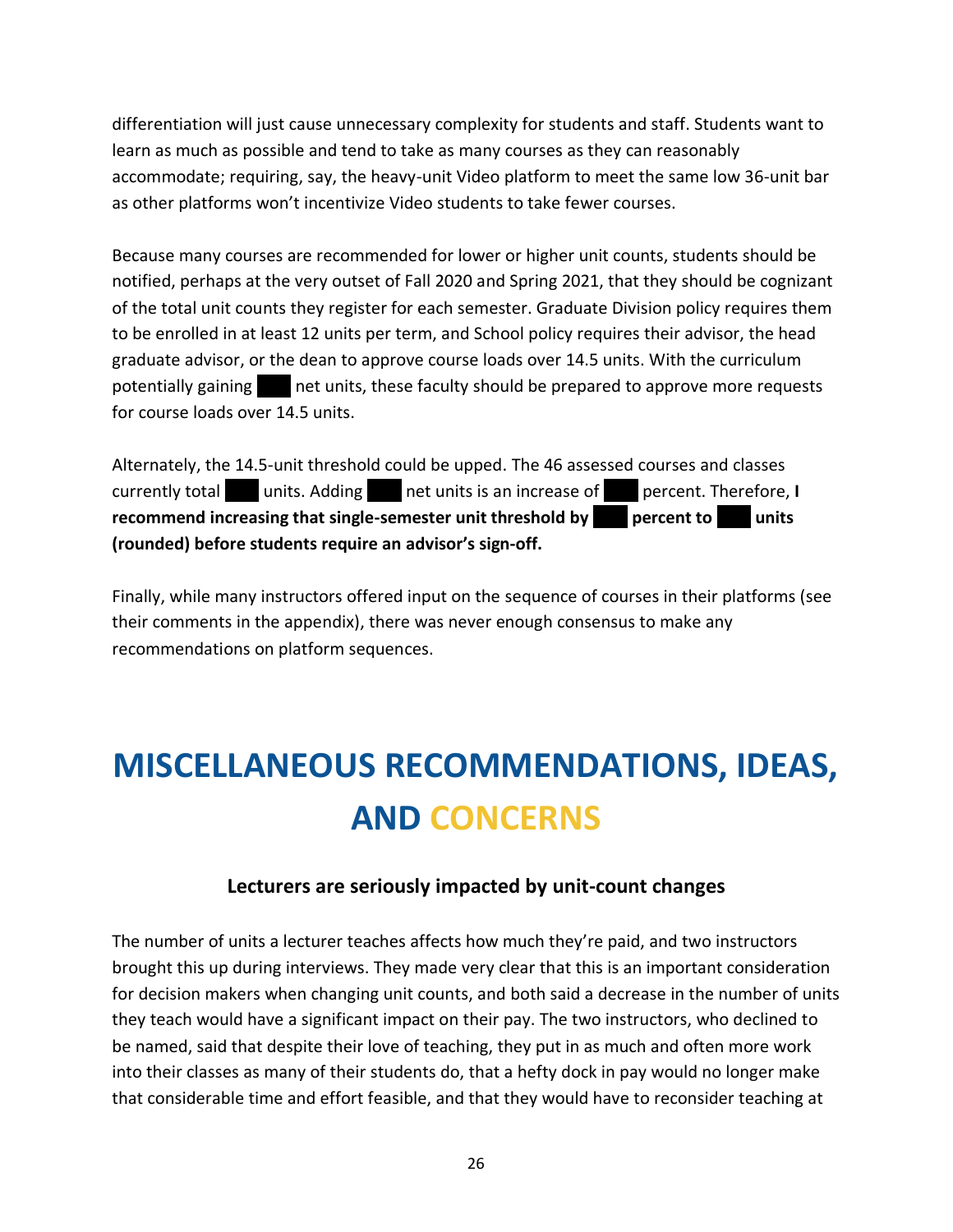differentiation will just cause unnecessary complexity for students and staff. Students want to learn as much as possible and tend to take as many courses as they can reasonably accommodate; requiring, say, the heavy-unit Video platform to meet the same low 36-unit bar as other platforms won't incentivize Video students to take fewer courses.

Because many courses are recommended for lower or higher unit counts, students should be notified, perhaps at the very outset of Fall 2020 and Spring 2021, that they should be cognizant of the total unit counts they register for each semester. Graduate Division policy requires them to be enrolled in at least 12 units per term, and School policy requires their advisor, the head graduate advisor, or the dean to approve course loads over 14.5 units. With the curriculum potentially gaining ███ net units, these faculty should be prepared to approve more requests for course loads over 14.5 units.

Alternately, the 14.5-unit threshold could be upped. The 46 assessed courses and classes currently total ███ units. Adding ███ net units is an increase of ███ percent. Therefore, **I recommend increasing that single-semester unit threshold by ███ percent to ███ units (rounded) before students require an advisor's sign-off.**

Finally, while many instructors offered input on the sequence of courses in their platforms (see their comments in the appendix), there was never enough consensus to make any recommendations on platform sequences.

# MISCELLANEOUS RECOMMENDATIONS, IDEAS, AND CONCERNS

### Lecturers are seriously impacted by unit-count changes

The number of units a lecturer teaches affects how much they're paid, and two instructors brought this up during interviews. They made very clear that this is an important consideration for decision makers when changing unit counts, and both said a decrease in the number of units they teach would have a significant impact on their pay. The two instructors, who declined to be named, said that despite their love of teaching, they put in as much and often more work into their classes as many of their students do, that a hefty dock in pay would no longer make that considerable time and effort feasible, and that they would have to reconsider teaching at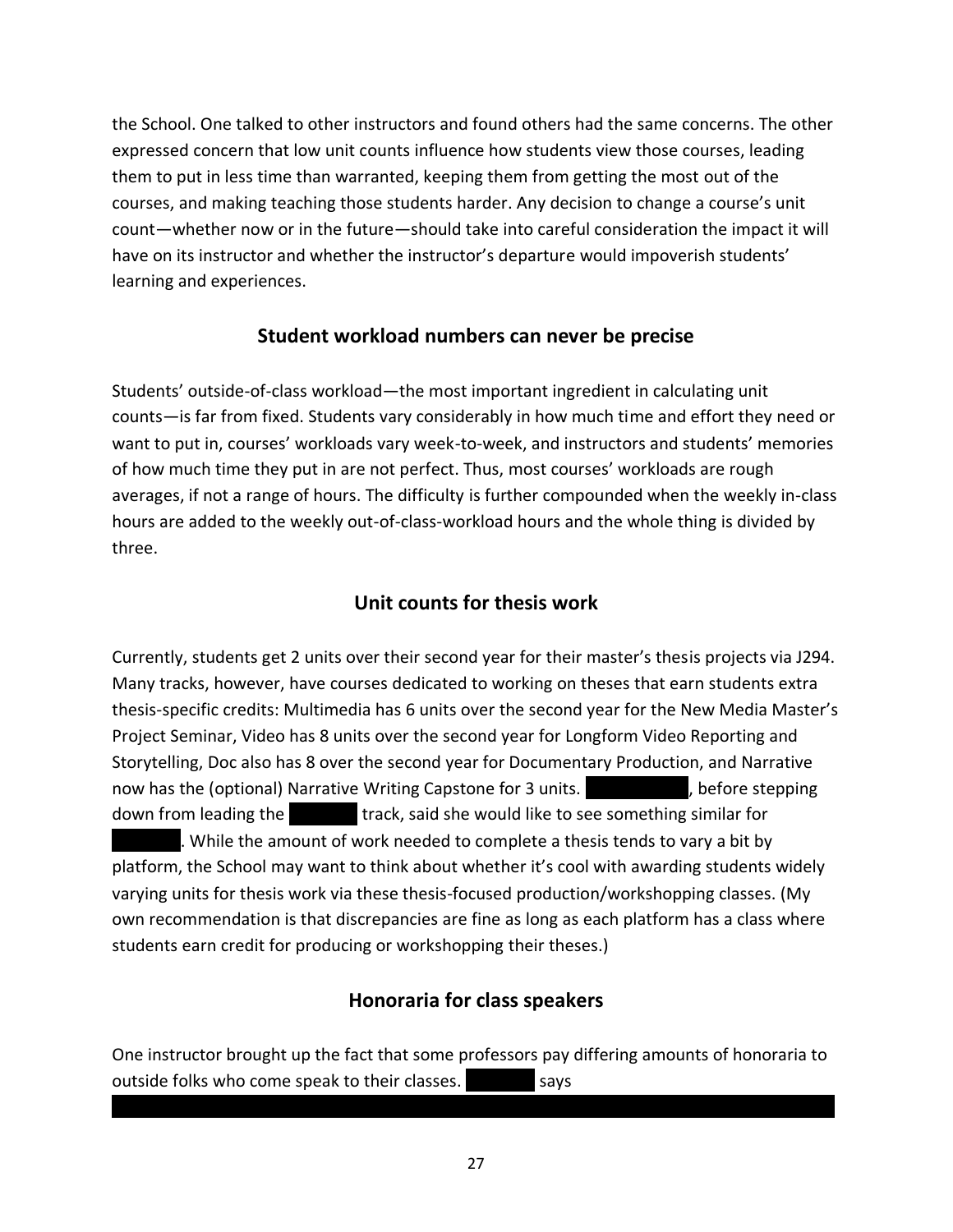the School. One talked to other instructors and found others had the same concerns. The other expressed concern that low unit counts influence how students view those courses, leading them to put in less time than warranted, keeping them from getting the most out of the courses, and making teaching those students harder. Any decision to change a course's unit count—whether now or in the future—should take into careful consideration the impact it will have on its instructor and whether the instructor's departure would impoverish students' learning and experiences.

## Student workload numbers can never be precise

Students' outside-of-class workload—the most important ingredient in calculating unit counts—is far from fixed. Students vary considerably in how much time and effort they need or want to put in, courses' workloads vary week-to-week, and instructors and students' memories of how much time they put in are not perfect. Thus, most courses' workloads are rough averages, if not a range of hours. The difficulty is further compounded when the weekly in-class hours are added to the weekly out-of-class-workload hours and the whole thing is divided by three.

## Unit counts for thesis work

Currently, students get 2 units over their second year for their master's thesis projects via J294. Many tracks, however, have courses dedicated to working on theses that earn students extra thesis-specific credits: Multimedia has 6 units over the second year for the New Media Master's Project Seminar, Video has 8 units over the second year for Longform Video Reporting and Storytelling, Doc also has 8 over the second year for Documentary Production, and Narrative now has the (optional) Narrative Writing Capstone for 3 units. [REDACTED], before stepping down from leading the [REDACTED] track, said she would like to see something similar for [REDACTED]. While the amount of work needed to complete a thesis tends to vary a bit by platform, the School may want to think about whether it's cool with awarding students widely varying units for thesis work via these thesis-focused production/workshopping classes. (My own recommendation is that discrepancies are fine as long as each platform has a class where students earn credit for producing or workshopping their theses.)

## Honoraria for class speakers

One instructor brought up the fact that some professors pay differing amounts of honoraria to outside folks who come speak to their classes. [REDACTED] says [REDACTED]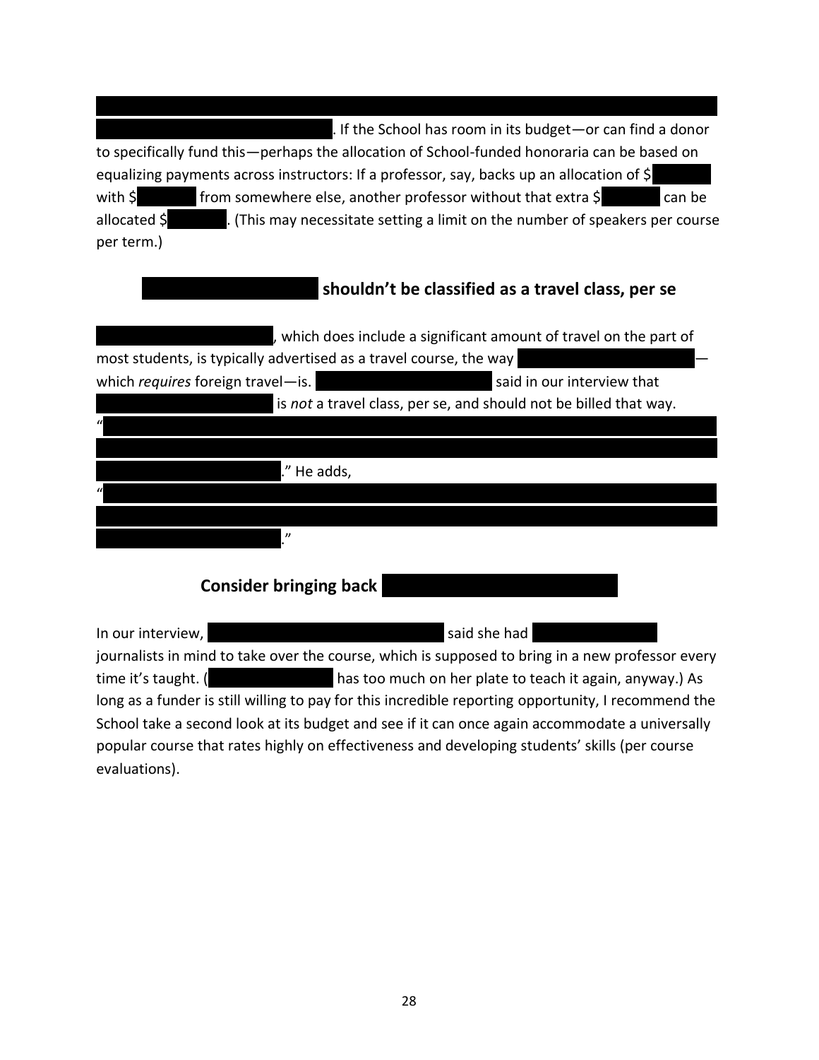. If the School has room in its budget—or can find a donor to specifically fund this—perhaps the allocation of School-funded honoraria can be based on equalizing payments across instructors: If a professor, say, backs up an allocation of $ with $ from somewhere else, another professor without that extra $ can be allocated $ . (This may necessitate setting a limit on the number of speakers per course per term.)

### shouldn't be classified as a travel class, per se

, which does include a significant amount of travel on the part of most students, is typically advertised as a travel course, the way — which *requires* foreign travel—is. said in our interview that is *not* a travel class, per se, and should not be billed that way.

" ." He adds,

" ."

### Consider bringing back

In our interview, said she had journalists in mind to take over the course, which is supposed to bring in a new professor every time it's taught. ( has too much on her plate to teach it again, anyway.) As long as a funder is still willing to pay for this incredible reporting opportunity, I recommend the School take a second look at its budget and see if it can once again accommodate a universally popular course that rates highly on effectiveness and developing students' skills (per course evaluations).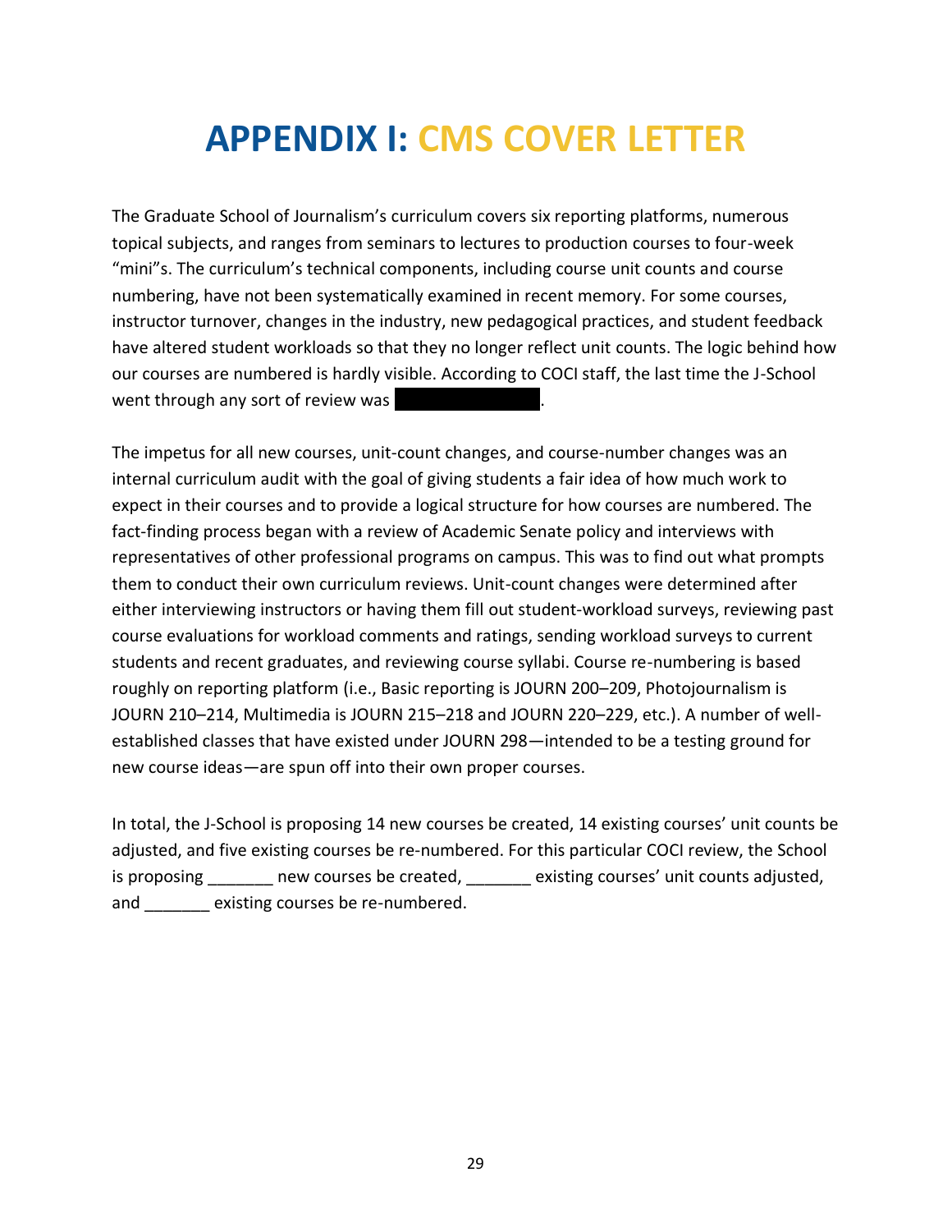# APPENDIX I: CMS COVER LETTER

The Graduate School of Journalism's curriculum covers six reporting platforms, numerous topical subjects, and ranges from seminars to lectures to production courses to four-week "mini"s. The curriculum's technical components, including course unit counts and course numbering, have not been systematically examined in recent memory. For some courses, instructor turnover, changes in the industry, new pedagogical practices, and student feedback have altered student workloads so that they no longer reflect unit counts. The logic behind how our courses are numbered is hardly visible. According to COCI staff, the last time the J-School went through any sort of review was ██████████.

The impetus for all new courses, unit-count changes, and course-number changes was an internal curriculum audit with the goal of giving students a fair idea of how much work to expect in their courses and to provide a logical structure for how courses are numbered. The fact-finding process began with a review of Academic Senate policy and interviews with representatives of other professional programs on campus. This was to find out what prompts them to conduct their own curriculum reviews. Unit-count changes were determined after either interviewing instructors or having them fill out student-workload surveys, reviewing past course evaluations for workload comments and ratings, sending workload surveys to current students and recent graduates, and reviewing course syllabi. Course re-numbering is based roughly on reporting platform (i.e., Basic reporting is JOURN 200–209, Photojournalism is JOURN 210–214, Multimedia is JOURN 215–218 and JOURN 220–229, etc.). A number of well-established classes that have existed under JOURN 298—intended to be a testing ground for new course ideas—are spun off into their own proper courses.

In total, the J-School is proposing 14 new courses be created, 14 existing courses' unit counts be adjusted, and five existing courses be re-numbered. For this particular COCI review, the School is proposing _______ new courses be created, _______ existing courses' unit counts adjusted, and _______ existing courses be re-numbered.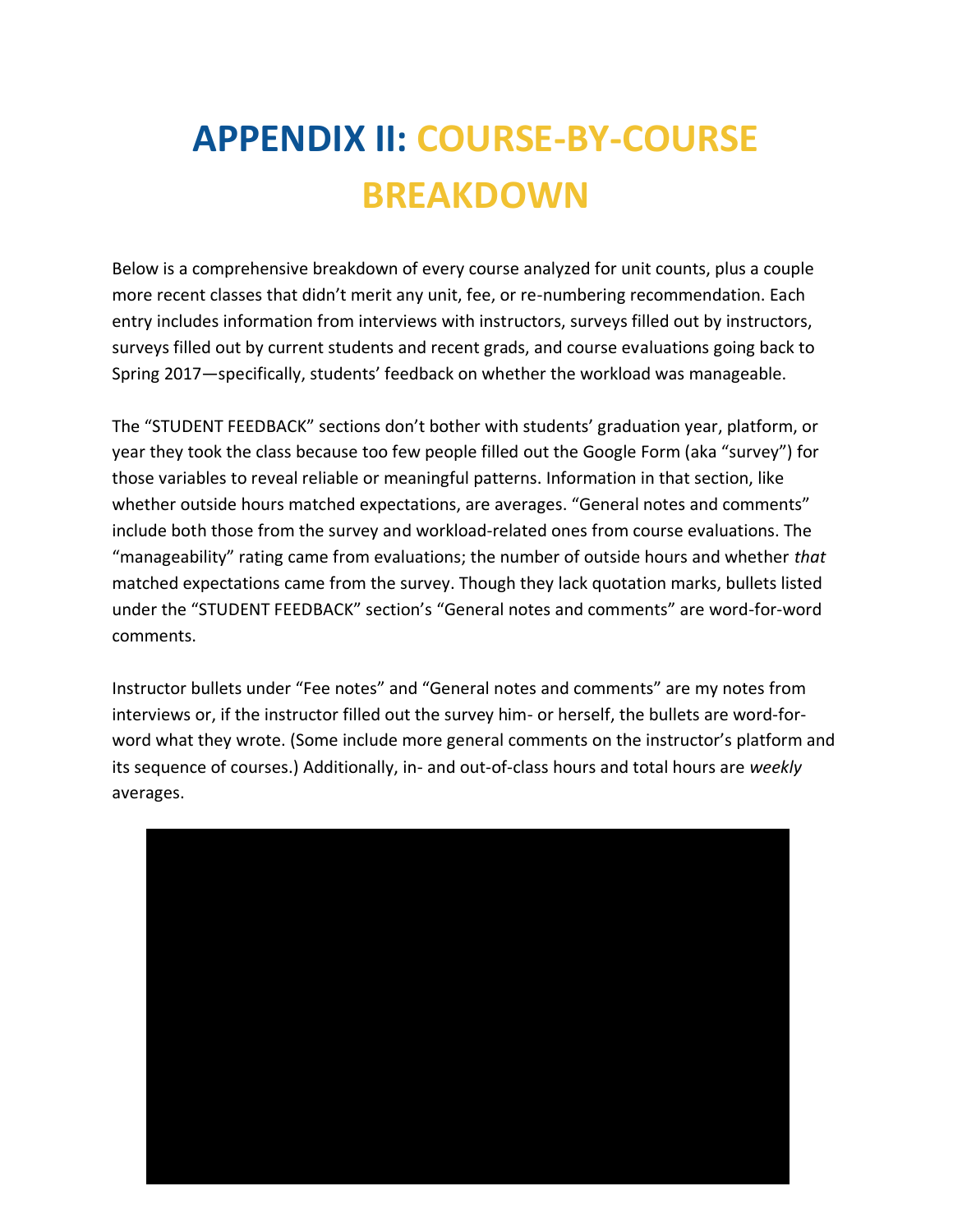# **APPENDIX II: COURSE-BY-COURSE BREAKDOWN**

Below is a comprehensive breakdown of every course analyzed for unit counts, plus a couple more recent classes that didn't merit any unit, fee, or re-numbering recommendation. Each entry includes information from interviews with instructors, surveys filled out by instructors, surveys filled out by current students and recent grads, and course evaluations going back to Spring 2017—specifically, students' feedback on whether the workload was manageable.

The "STUDENT FEEDBACK" sections don't bother with students' graduation year, platform, or year they took the class because too few people filled out the Google Form (aka "survey") for those variables to reveal reliable or meaningful patterns. Information in that section, like whether outside hours matched expectations, are averages. "General notes and comments" include both those from the survey and workload-related ones from course evaluations. The "manageability" rating came from evaluations; the number of outside hours and whether *that* matched expectations came from the survey. Though they lack quotation marks, bullets listed under the "STUDENT FEEDBACK" section's "General notes and comments" are word-for-word comments.

Instructor bullets under "Fee notes" and "General notes and comments" are my notes from interviews or, if the instructor filled out the survey him- or herself, the bullets are word-for-word what they wrote. (Some include more general comments on the instructor's platform and its sequence of courses.) Additionally, in- and out-of-class hours and total hours are *weekly* averages.